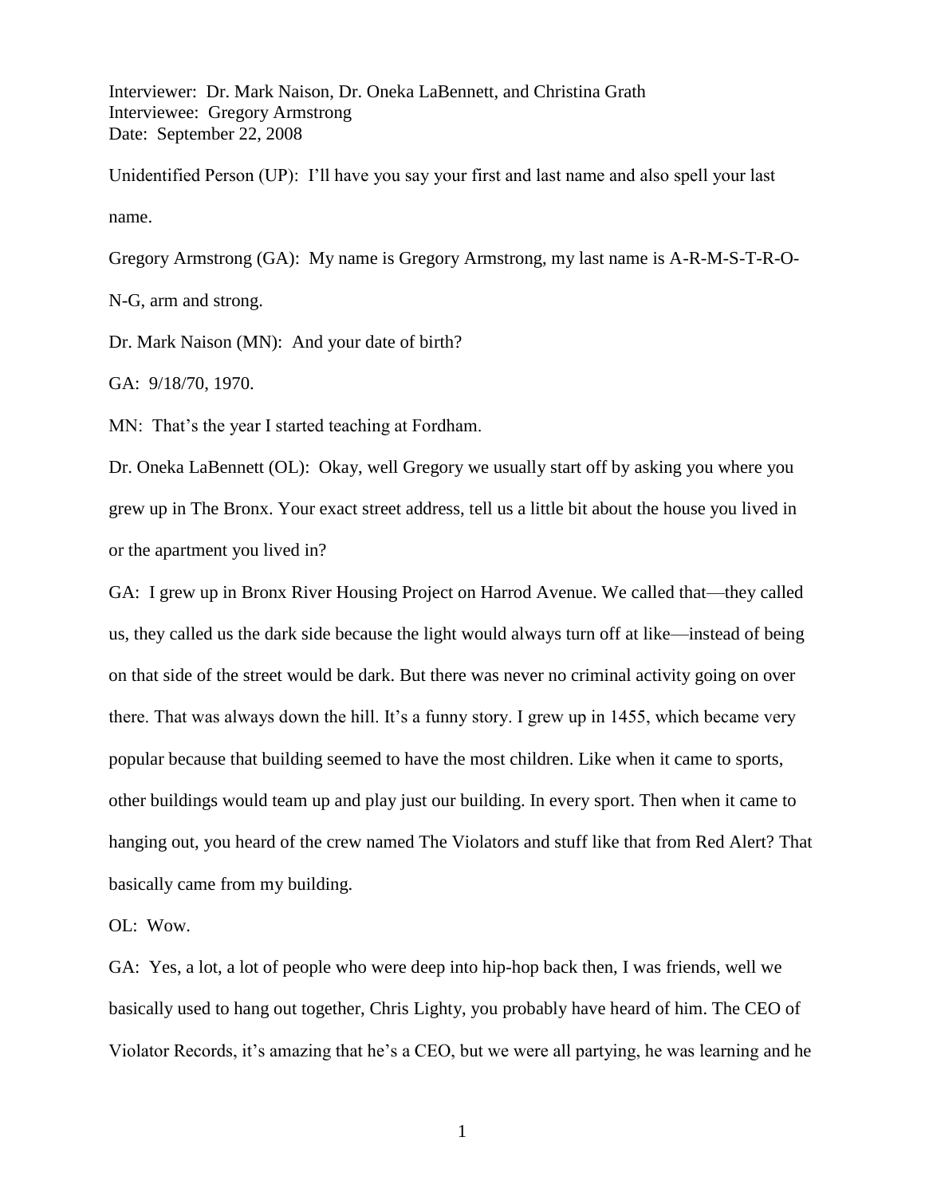Interviewer: Dr. Mark Naison, Dr. Oneka LaBennett, and Christina Grath
Interviewee: Gregory Armstrong
Date: September 22, 2008

Unidentified Person (UP): I'll have you say your first and last name and also spell your last name.

Gregory Armstrong (GA): My name is Gregory Armstrong, my last name is A-R-M-S-T-R-O-N-G, arm and strong.

Dr. Mark Naison (MN): And your date of birth?

GA: 9/18/70, 1970.

MN: That's the year I started teaching at Fordham.

Dr. Oneka LaBennett (OL): Okay, well Gregory we usually start off by asking you where you grew up in The Bronx. Your exact street address, tell us a little bit about the house you lived in or the apartment you lived in?

GA: I grew up in Bronx River Housing Project on Harrod Avenue. We called that—they called us, they called us the dark side because the light would always turn off at like—instead of being on that side of the street would be dark. But there was never no criminal activity going on over there. That was always down the hill. It's a funny story. I grew up in 1455, which became very popular because that building seemed to have the most children. Like when it came to sports, other buildings would team up and play just our building. In every sport. Then when it came to hanging out, you heard of the crew named The Violators and stuff like that from Red Alert? That basically came from my building.

OL: Wow.

GA: Yes, a lot, a lot of people who were deep into hip-hop back then, I was friends, well we basically used to hang out together, Chris Lighty, you probably have heard of him. The CEO of Violator Records, it's amazing that he's a CEO, but we were all partying, he was learning and he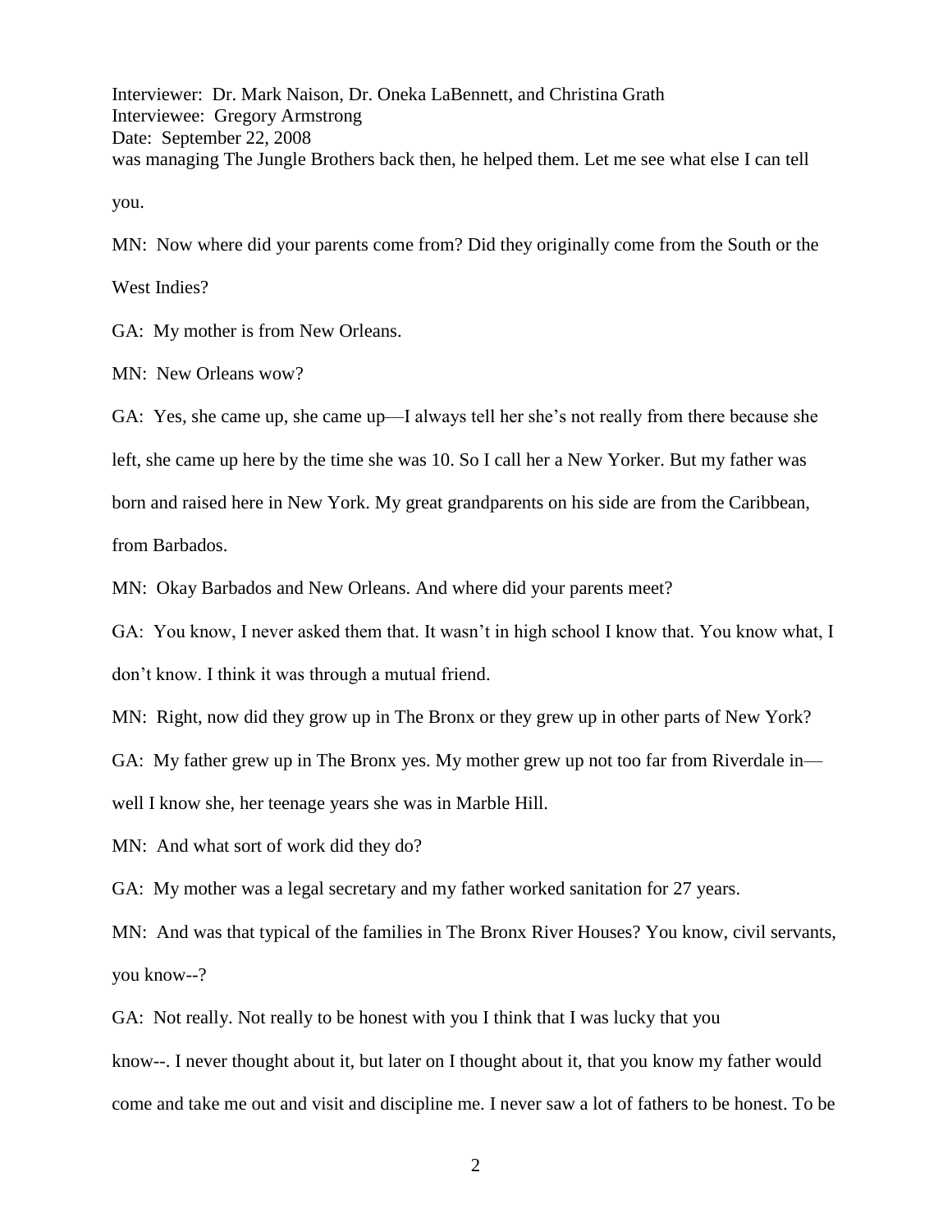was managing The Jungle Brothers back then, he helped them. Let me see what else I can tell you.

MN: Now where did your parents come from? Did they originally come from the South or the West Indies?

GA: My mother is from New Orleans.

MN: New Orleans wow?

GA: Yes, she came up, she came up—I always tell her she's not really from there because she left, she came up here by the time she was 10. So I call her a New Yorker. But my father was born and raised here in New York. My great grandparents on his side are from the Caribbean, from Barbados.

MN: Okay Barbados and New Orleans. And where did your parents meet?

GA: You know, I never asked them that. It wasn't in high school I know that. You know what, I don't know. I think it was through a mutual friend.

MN: Right, now did they grow up in The Bronx or they grew up in other parts of New York?

GA: My father grew up in The Bronx yes. My mother grew up not too far from Riverdale in—well I know she, her teenage years she was in Marble Hill.

MN: And what sort of work did they do?

GA: My mother was a legal secretary and my father worked sanitation for 27 years.

MN: And was that typical of the families in The Bronx River Houses? You know, civil servants, you know--?

GA: Not really. Not really to be honest with you I think that I was lucky that you know--. I never thought about it, but later on I thought about it, that you know my father would come and take me out and visit and discipline me. I never saw a lot of fathers to be honest. To be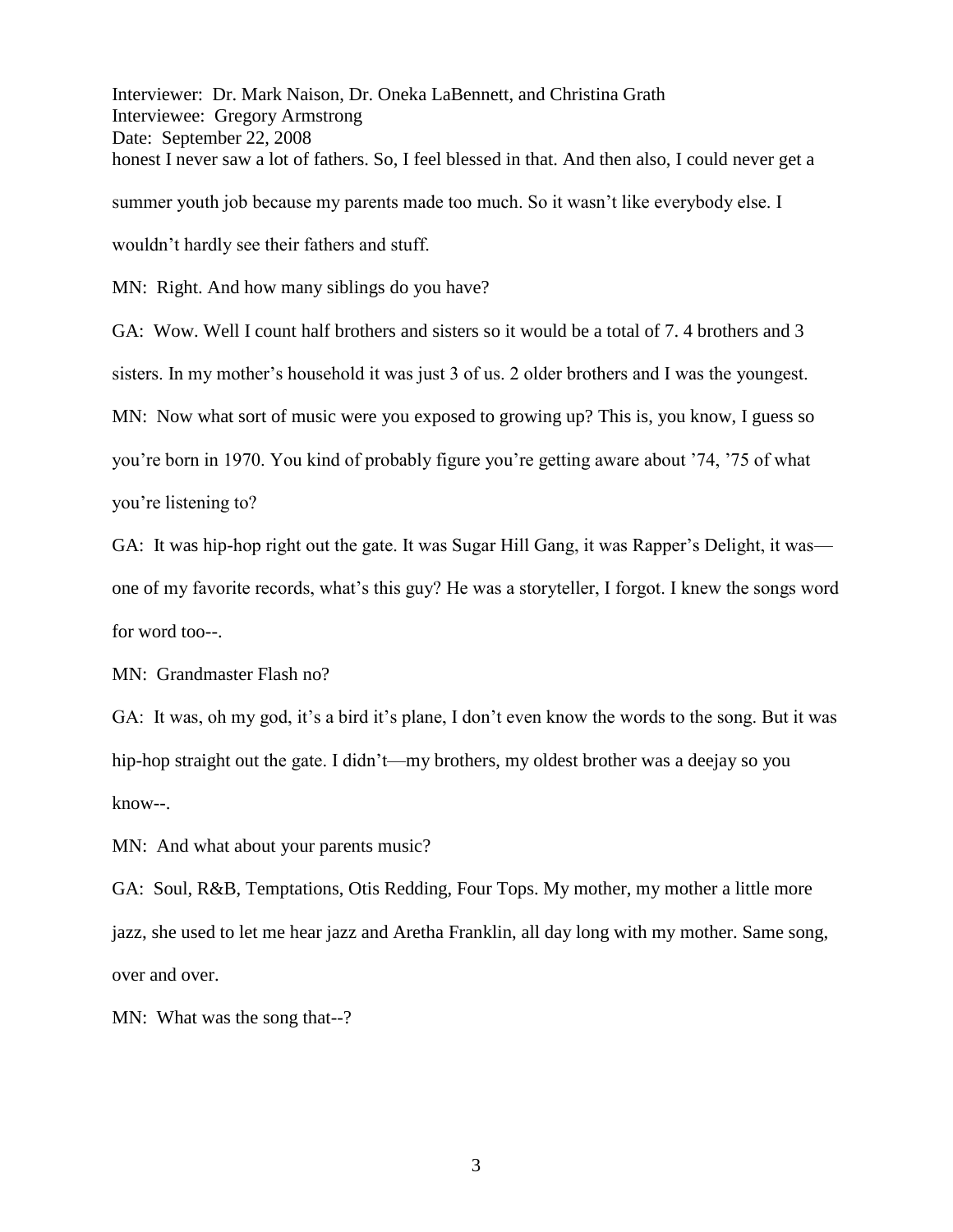honest I never saw a lot of fathers. So, I feel blessed in that. And then also, I could never get a summer youth job because my parents made too much. So it wasn't like everybody else. I wouldn't hardly see their fathers and stuff.

MN: Right. And how many siblings do you have?

GA: Wow. Well I count half brothers and sisters so it would be a total of 7. 4 brothers and 3 sisters. In my mother's household it was just 3 of us. 2 older brothers and I was the youngest.

MN: Now what sort of music were you exposed to growing up? This is, you know, I guess so you're born in 1970. You kind of probably figure you're getting aware about '74, '75 of what you're listening to?

GA: It was hip-hop right out the gate. It was Sugar Hill Gang, it was Rapper's Delight, it was— one of my favorite records, what's this guy? He was a storyteller, I forgot. I knew the songs word for word too--.

MN: Grandmaster Flash no?

GA: It was, oh my god, it's a bird it's plane, I don't even know the words to the song. But it was hip-hop straight out the gate. I didn't—my brothers, my oldest brother was a deejay so you know--.

MN: And what about your parents music?

GA: Soul, R&B, Temptations, Otis Redding, Four Tops. My mother, my mother a little more jazz, she used to let me hear jazz and Aretha Franklin, all day long with my mother. Same song, over and over.

MN: What was the song that--?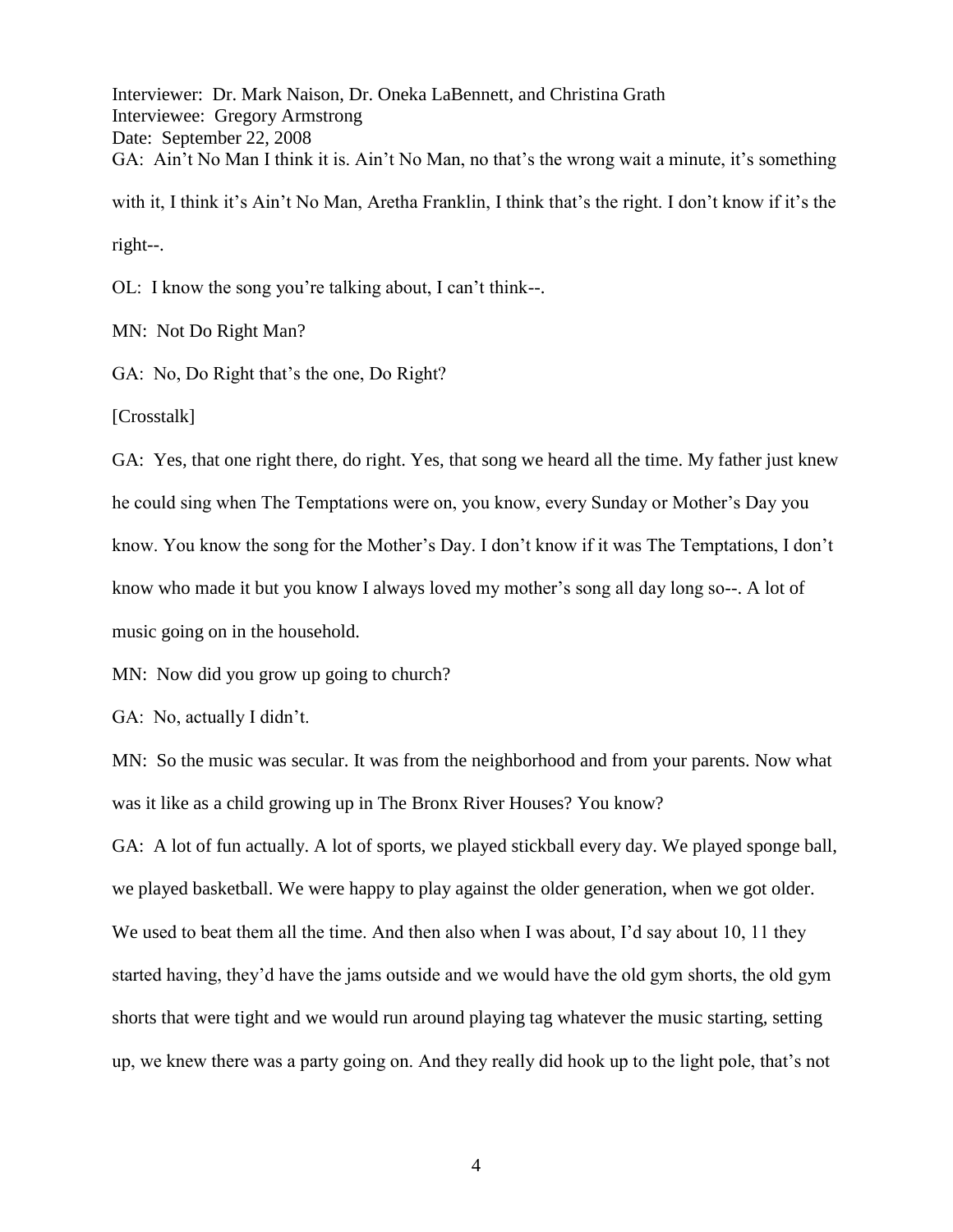Interviewer: Dr. Mark Naison, Dr. Oneka LaBennett, and Christina Grath
Interviewee: Gregory Armstrong
Date: September 22, 2008

GA: Ain't No Man I think it is. Ain't No Man, no that's the wrong wait a minute, it's something with it, I think it's Ain't No Man, Aretha Franklin, I think that's the right. I don't know if it's the right--.

OL: I know the song you're talking about, I can't think--.

MN: Not Do Right Man?

GA: No, Do Right that's the one, Do Right?

[Crosstalk]

GA: Yes, that one right there, do right. Yes, that song we heard all the time. My father just knew he could sing when The Temptations were on, you know, every Sunday or Mother's Day you know. You know the song for the Mother's Day. I don't know if it was The Temptations, I don't know who made it but you know I always loved my mother's song all day long so--. A lot of music going on in the household.

MN: Now did you grow up going to church?

GA: No, actually I didn't.

MN: So the music was secular. It was from the neighborhood and from your parents. Now what was it like as a child growing up in The Bronx River Houses? You know?

GA: A lot of fun actually. A lot of sports, we played stickball every day. We played sponge ball, we played basketball. We were happy to play against the older generation, when we got older. We used to beat them all the time. And then also when I was about, I'd say about 10, 11 they started having, they'd have the jams outside and we would have the old gym shorts, the old gym shorts that were tight and we would run around playing tag whatever the music starting, setting up, we knew there was a party going on. And they really did hook up to the light pole, that's not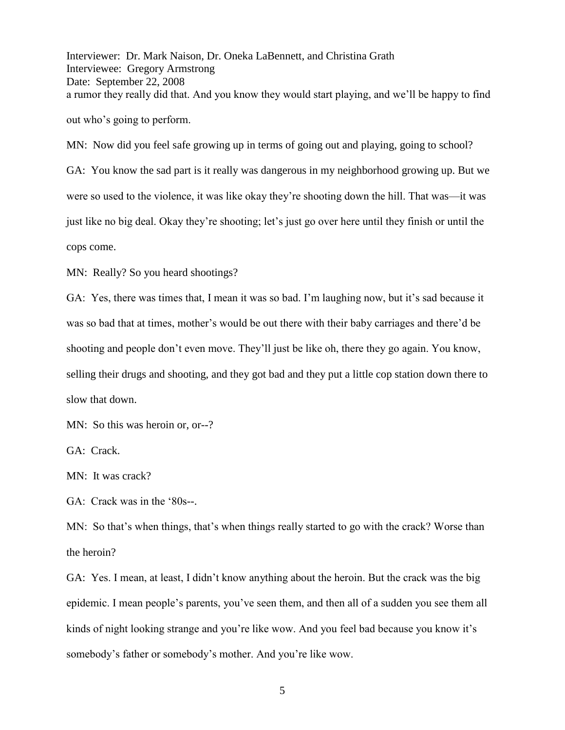a rumor they really did that. And you know they would start playing, and we'll be happy to find out who's going to perform.

MN: Now did you feel safe growing up in terms of going out and playing, going to school?

GA: You know the sad part is it really was dangerous in my neighborhood growing up. But we were so used to the violence, it was like okay they're shooting down the hill. That was—it was just like no big deal. Okay they're shooting; let's just go over here until they finish or until the cops come.

MN: Really? So you heard shootings?

GA: Yes, there was times that, I mean it was so bad. I'm laughing now, but it's sad because it was so bad that at times, mother's would be out there with their baby carriages and there'd be shooting and people don't even move. They'll just be like oh, there they go again. You know, selling their drugs and shooting, and they got bad and they put a little cop station down there to slow that down.

MN: So this was heroin or, or--?

GA: Crack.

MN: It was crack?

GA: Crack was in the '80s--.

MN: So that's when things, that's when things really started to go with the crack? Worse than the heroin?

GA: Yes. I mean, at least, I didn't know anything about the heroin. But the crack was the big epidemic. I mean people's parents, you've seen them, and then all of a sudden you see them all kinds of night looking strange and you're like wow. And you feel bad because you know it's somebody's father or somebody's mother. And you're like wow.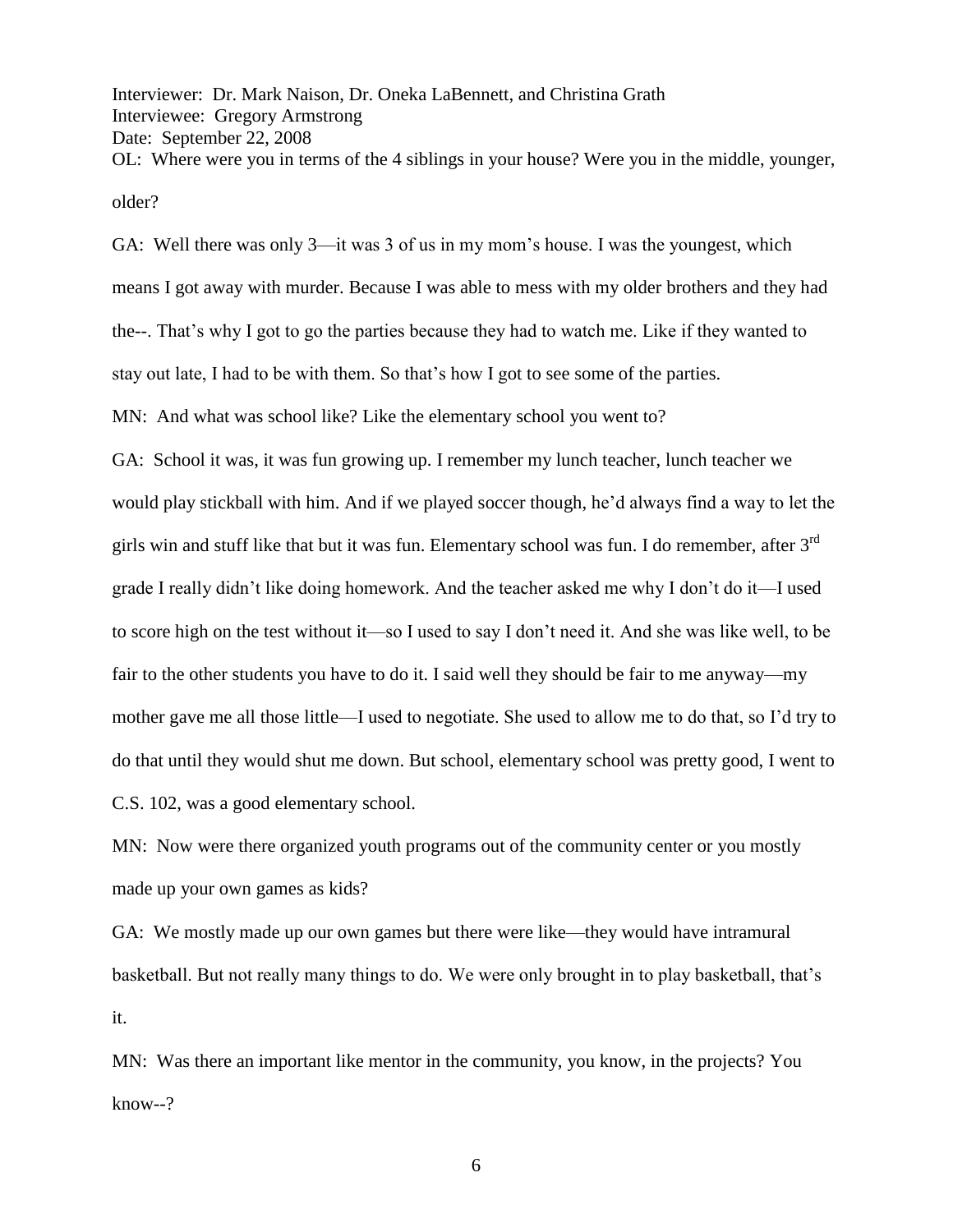Interviewer: Dr. Mark Naison, Dr. Oneka LaBennett, and Christina Grath
Interviewee: Gregory Armstrong
Date: September 22, 2008

OL: Where were you in terms of the 4 siblings in your house? Were you in the middle, younger, older?

GA: Well there was only 3—it was 3 of us in my mom's house. I was the youngest, which means I got away with murder. Because I was able to mess with my older brothers and they had the--. That's why I got to go the parties because they had to watch me. Like if they wanted to stay out late, I had to be with them. So that's how I got to see some of the parties.

MN: And what was school like? Like the elementary school you went to?

GA: School it was, it was fun growing up. I remember my lunch teacher, lunch teacher we would play stickball with him. And if we played soccer though, he'd always find a way to let the girls win and stuff like that but it was fun. Elementary school was fun. I do remember, after 3rd grade I really didn't like doing homework. And the teacher asked me why I don't do it—I used to score high on the test without it—so I used to say I don't need it. And she was like well, to be fair to the other students you have to do it. I said well they should be fair to me anyway—my mother gave me all those little—I used to negotiate. She used to allow me to do that, so I'd try to do that until they would shut me down. But school, elementary school was pretty good, I went to C.S. 102, was a good elementary school.

MN: Now were there organized youth programs out of the community center or you mostly made up your own games as kids?

GA: We mostly made up our own games but there were like—they would have intramural basketball. But not really many things to do. We were only brought in to play basketball, that's it.

MN: Was there an important like mentor in the community, you know, in the projects? You know--?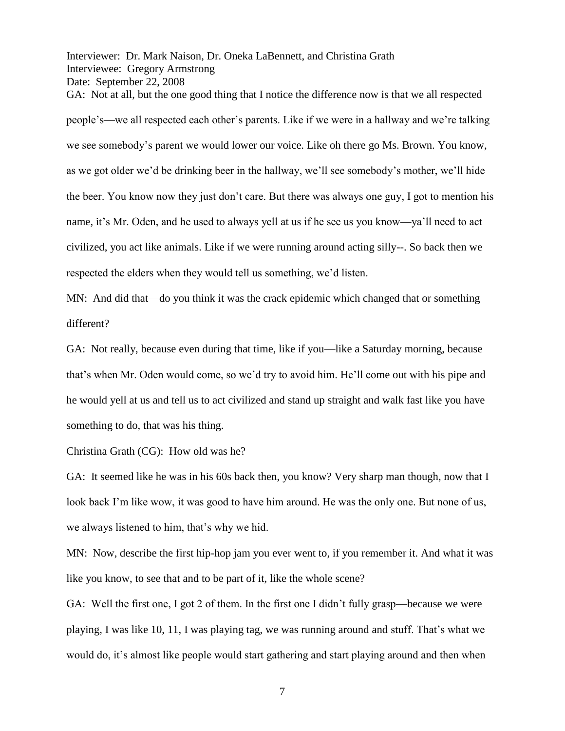GA: Not at all, but the one good thing that I notice the difference now is that we all respected people's—we all respected each other's parents. Like if we were in a hallway and we're talking we see somebody's parent we would lower our voice. Like oh there go Ms. Brown. You know, as we got older we'd be drinking beer in the hallway, we'll see somebody's mother, we'll hide the beer. You know now they just don't care. But there was always one guy, I got to mention his name, it's Mr. Oden, and he used to always yell at us if he see us you know—ya'll need to act civilized, you act like animals. Like if we were running around acting silly--. So back then we respected the elders when they would tell us something, we'd listen.

MN: And did that—do you think it was the crack epidemic which changed that or something different?

GA: Not really, because even during that time, like if you—like a Saturday morning, because that's when Mr. Oden would come, so we'd try to avoid him. He'll come out with his pipe and he would yell at us and tell us to act civilized and stand up straight and walk fast like you have something to do, that was his thing.

Christina Grath (CG): How old was he?

GA: It seemed like he was in his 60s back then, you know? Very sharp man though, now that I look back I'm like wow, it was good to have him around. He was the only one. But none of us, we always listened to him, that's why we hid.

MN: Now, describe the first hip-hop jam you ever went to, if you remember it. And what it was like you know, to see that and to be part of it, like the whole scene?

GA: Well the first one, I got 2 of them. In the first one I didn't fully grasp—because we were playing, I was like 10, 11, I was playing tag, we was running around and stuff. That's what we would do, it's almost like people would start gathering and start playing around and then when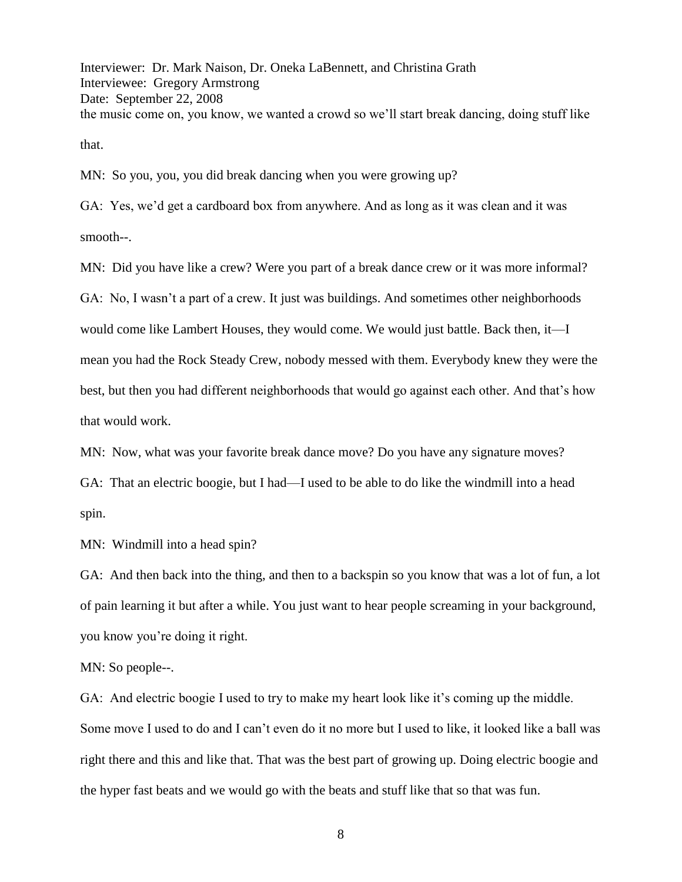the music come on, you know, we wanted a crowd so we'll start break dancing, doing stuff like that.

MN: So you, you, you did break dancing when you were growing up?

GA: Yes, we'd get a cardboard box from anywhere. And as long as it was clean and it was smooth--.

MN: Did you have like a crew? Were you part of a break dance crew or it was more informal?

GA: No, I wasn't a part of a crew. It just was buildings. And sometimes other neighborhoods would come like Lambert Houses, they would come. We would just battle. Back then, it—I mean you had the Rock Steady Crew, nobody messed with them. Everybody knew they were the best, but then you had different neighborhoods that would go against each other. And that's how that would work.

MN: Now, what was your favorite break dance move? Do you have any signature moves?

GA: That an electric boogie, but I had—I used to be able to do like the windmill into a head spin.

MN: Windmill into a head spin?

GA: And then back into the thing, and then to a backspin so you know that was a lot of fun, a lot of pain learning it but after a while. You just want to hear people screaming in your background, you know you're doing it right.

MN: So people--.

GA: And electric boogie I used to try to make my heart look like it's coming up the middle. Some move I used to do and I can't even do it no more but I used to like, it looked like a ball was right there and this and like that. That was the best part of growing up. Doing electric boogie and the hyper fast beats and we would go with the beats and stuff like that so that was fun.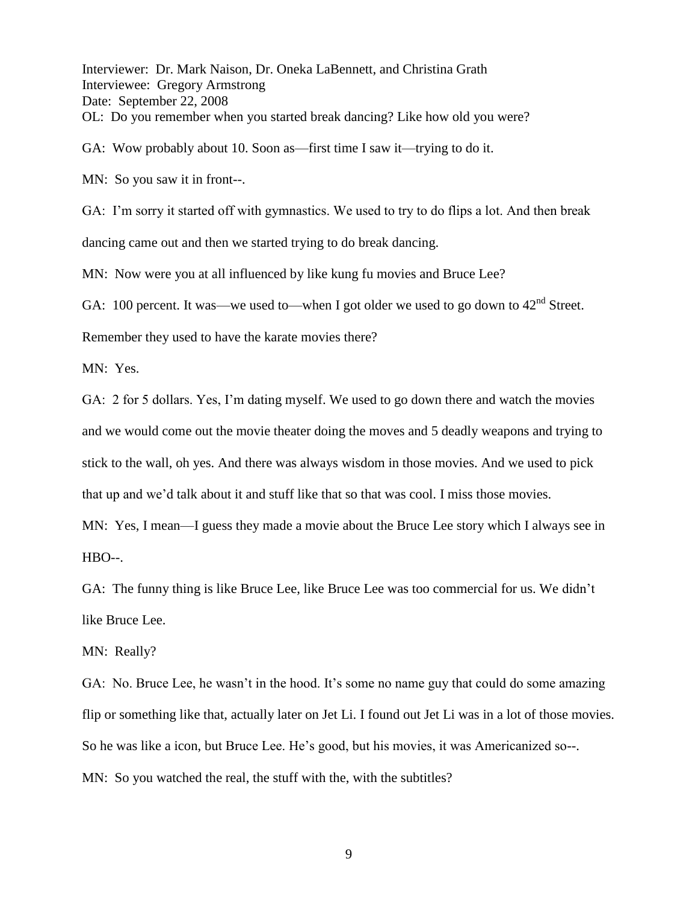Interviewer: Dr. Mark Naison, Dr. Oneka LaBennett, and Christina Grath
Interviewee: Gregory Armstrong
Date: September 22, 2008

OL: Do you remember when you started break dancing? Like how old you were?

GA: Wow probably about 10. Soon as—first time I saw it—trying to do it.

MN: So you saw it in front--.

GA: I'm sorry it started off with gymnastics. We used to try to do flips a lot. And then break dancing came out and then we started trying to do break dancing.

MN: Now were you at all influenced by like kung fu movies and Bruce Lee?

GA: 100 percent. It was—we used to—when I got older we used to go down to 42nd Street. Remember they used to have the karate movies there?

MN: Yes.

GA: 2 for 5 dollars. Yes, I'm dating myself. We used to go down there and watch the movies and we would come out the movie theater doing the moves and 5 deadly weapons and trying to stick to the wall, oh yes. And there was always wisdom in those movies. And we used to pick that up and we'd talk about it and stuff like that so that was cool. I miss those movies.

MN: Yes, I mean—I guess they made a movie about the Bruce Lee story which I always see in HBO--.

GA: The funny thing is like Bruce Lee, like Bruce Lee was too commercial for us. We didn't like Bruce Lee.

MN: Really?

GA: No. Bruce Lee, he wasn't in the hood. It's some no name guy that could do some amazing flip or something like that, actually later on Jet Li. I found out Jet Li was in a lot of those movies. So he was like a icon, but Bruce Lee. He's good, but his movies, it was Americanized so--.

MN: So you watched the real, the stuff with the, with the subtitles?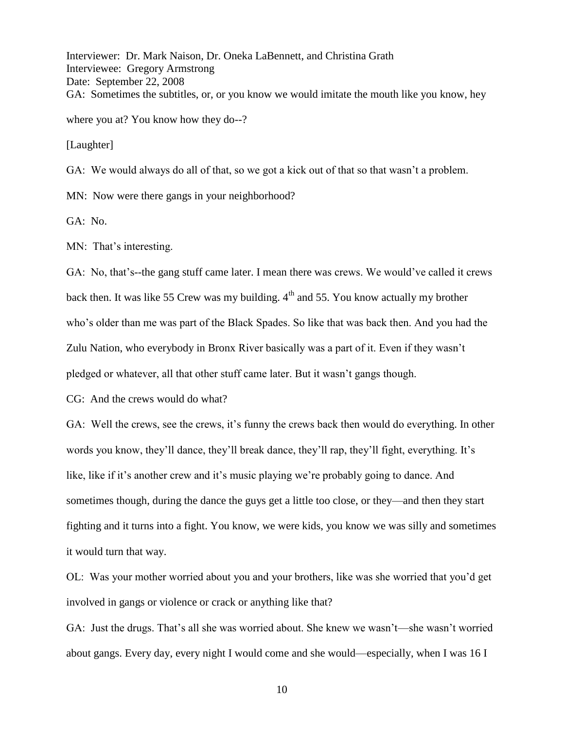Interviewer: Dr. Mark Naison, Dr. Oneka LaBennett, and Christina Grath
Interviewee: Gregory Armstrong
Date: September 22, 2008

GA: Sometimes the subtitles, or, or you know we would imitate the mouth like you know, hey where you at? You know how they do--?

[Laughter]

GA: We would always do all of that, so we got a kick out of that so that wasn't a problem.

MN: Now were there gangs in your neighborhood?

GA: No.

MN: That's interesting.

GA: No, that's--the gang stuff came later. I mean there was crews. We would've called it crews back then. It was like 55 Crew was my building. 4th and 55. You know actually my brother who's older than me was part of the Black Spades. So like that was back then. And you had the Zulu Nation, who everybody in Bronx River basically was a part of it. Even if they wasn't pledged or whatever, all that other stuff came later. But it wasn't gangs though.

CG: And the crews would do what?

GA: Well the crews, see the crews, it's funny the crews back then would do everything. In other words you know, they'll dance, they'll break dance, they'll rap, they'll fight, everything. It's like, like if it's another crew and it's music playing we're probably going to dance. And sometimes though, during the dance the guys get a little too close, or they—and then they start fighting and it turns into a fight. You know, we were kids, you know we was silly and sometimes it would turn that way.

OL: Was your mother worried about you and your brothers, like was she worried that you'd get involved in gangs or violence or crack or anything like that?

GA: Just the drugs. That's all she was worried about. She knew we wasn't—she wasn't worried about gangs. Every day, every night I would come and she would—especially, when I was 16 I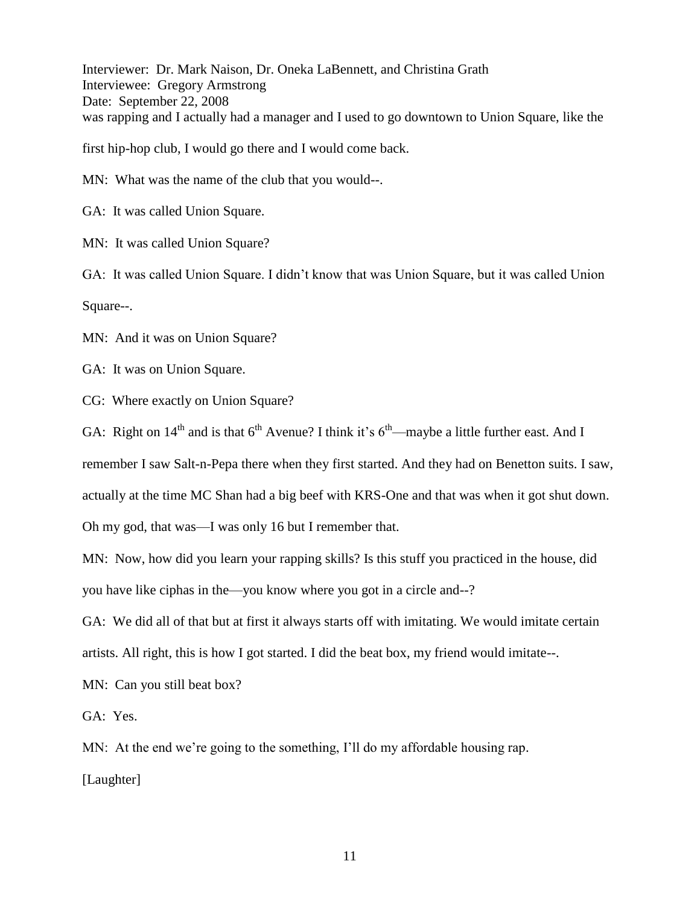was rapping and I actually had a manager and I used to go downtown to Union Square, like the first hip-hop club, I would go there and I would come back.

MN: What was the name of the club that you would--.

GA: It was called Union Square.

MN: It was called Union Square?

GA: It was called Union Square. I didn't know that was Union Square, but it was called Union Square--.

MN: And it was on Union Square?

GA: It was on Union Square.

CG: Where exactly on Union Square?

GA: Right on 14th and is that 6th Avenue? I think it's 6th—maybe a little further east. And I remember I saw Salt-n-Pepa there when they first started. And they had on Benetton suits. I saw, actually at the time MC Shan had a big beef with KRS-One and that was when it got shut down. Oh my god, that was—I was only 16 but I remember that.

MN: Now, how did you learn your rapping skills? Is this stuff you practiced in the house, did you have like ciphas in the—you know where you got in a circle and--?

GA: We did all of that but at first it always starts off with imitating. We would imitate certain artists. All right, this is how I got started. I did the beat box, my friend would imitate--.

MN: Can you still beat box?

GA: Yes.

MN: At the end we're going to the something, I'll do my affordable housing rap.

[Laughter]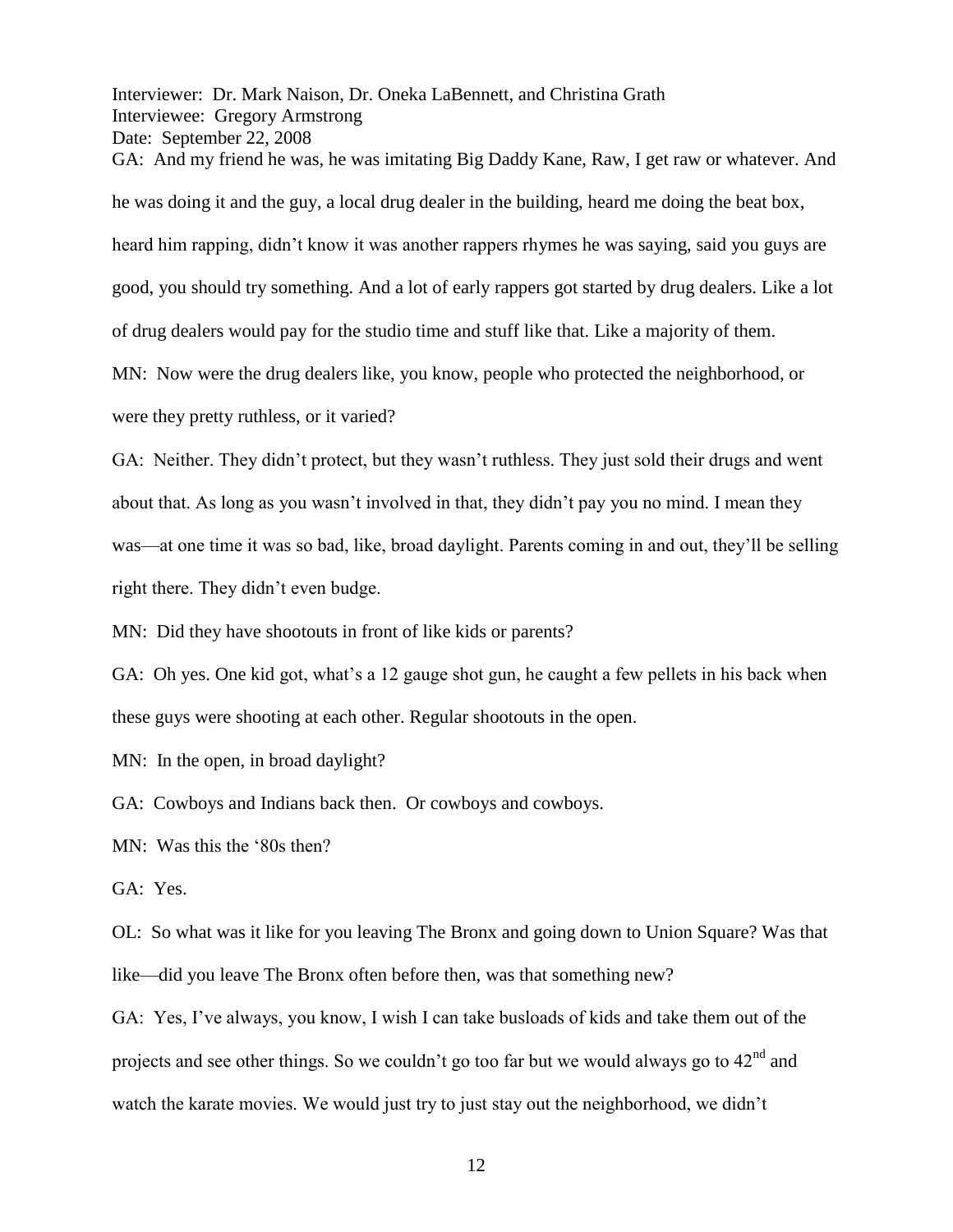Interviewer: Dr. Mark Naison, Dr. Oneka LaBennett, and Christina Grath
Interviewee: Gregory Armstrong
Date: September 22, 2008

GA: And my friend he was, he was imitating Big Daddy Kane, Raw, I get raw or whatever. And he was doing it and the guy, a local drug dealer in the building, heard me doing the beat box, heard him rapping, didn't know it was another rappers rhymes he was saying, said you guys are good, you should try something. And a lot of early rappers got started by drug dealers. Like a lot of drug dealers would pay for the studio time and stuff like that. Like a majority of them.

MN: Now were the drug dealers like, you know, people who protected the neighborhood, or were they pretty ruthless, or it varied?

GA: Neither. They didn't protect, but they wasn't ruthless. They just sold their drugs and went about that. As long as you wasn't involved in that, they didn't pay you no mind. I mean they was—at one time it was so bad, like, broad daylight. Parents coming in and out, they'll be selling right there. They didn't even budge.

MN: Did they have shootouts in front of like kids or parents?

GA: Oh yes. One kid got, what's a 12 gauge shot gun, he caught a few pellets in his back when these guys were shooting at each other. Regular shootouts in the open.

MN: In the open, in broad daylight?

GA: Cowboys and Indians back then. Or cowboys and cowboys.

MN: Was this the '80s then?

GA: Yes.

OL: So what was it like for you leaving The Bronx and going down to Union Square? Was that like—did you leave The Bronx often before then, was that something new?

GA: Yes, I've always, you know, I wish I can take busloads of kids and take them out of the projects and see other things. So we couldn't go too far but we would always go to 42nd and watch the karate movies. We would just try to just stay out the neighborhood, we didn't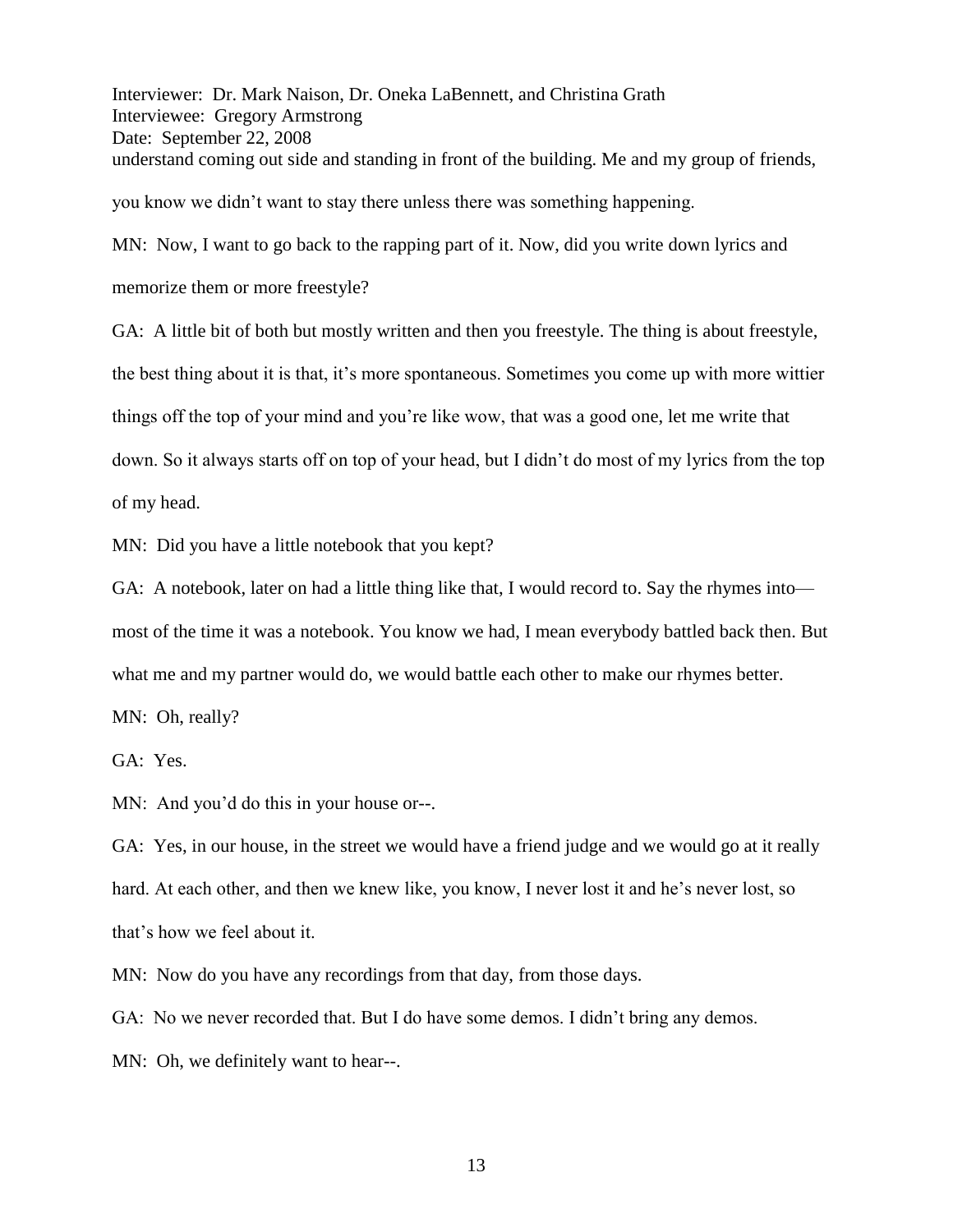understand coming out side and standing in front of the building. Me and my group of friends, you know we didn't want to stay there unless there was something happening.

MN: Now, I want to go back to the rapping part of it. Now, did you write down lyrics and memorize them or more freestyle?

GA: A little bit of both but mostly written and then you freestyle. The thing is about freestyle, the best thing about it is that, it's more spontaneous. Sometimes you come up with more wittier things off the top of your mind and you're like wow, that was a good one, let me write that down. So it always starts off on top of your head, but I didn't do most of my lyrics from the top of my head.

MN: Did you have a little notebook that you kept?

GA: A notebook, later on had a little thing like that, I would record to. Say the rhymes into—most of the time it was a notebook. You know we had, I mean everybody battled back then. But what me and my partner would do, we would battle each other to make our rhymes better.

MN: Oh, really?

GA: Yes.

MN: And you'd do this in your house or--.

GA: Yes, in our house, in the street we would have a friend judge and we would go at it really hard. At each other, and then we knew like, you know, I never lost it and he's never lost, so that's how we feel about it.

MN: Now do you have any recordings from that day, from those days.

GA: No we never recorded that. But I do have some demos. I didn't bring any demos.

MN: Oh, we definitely want to hear--.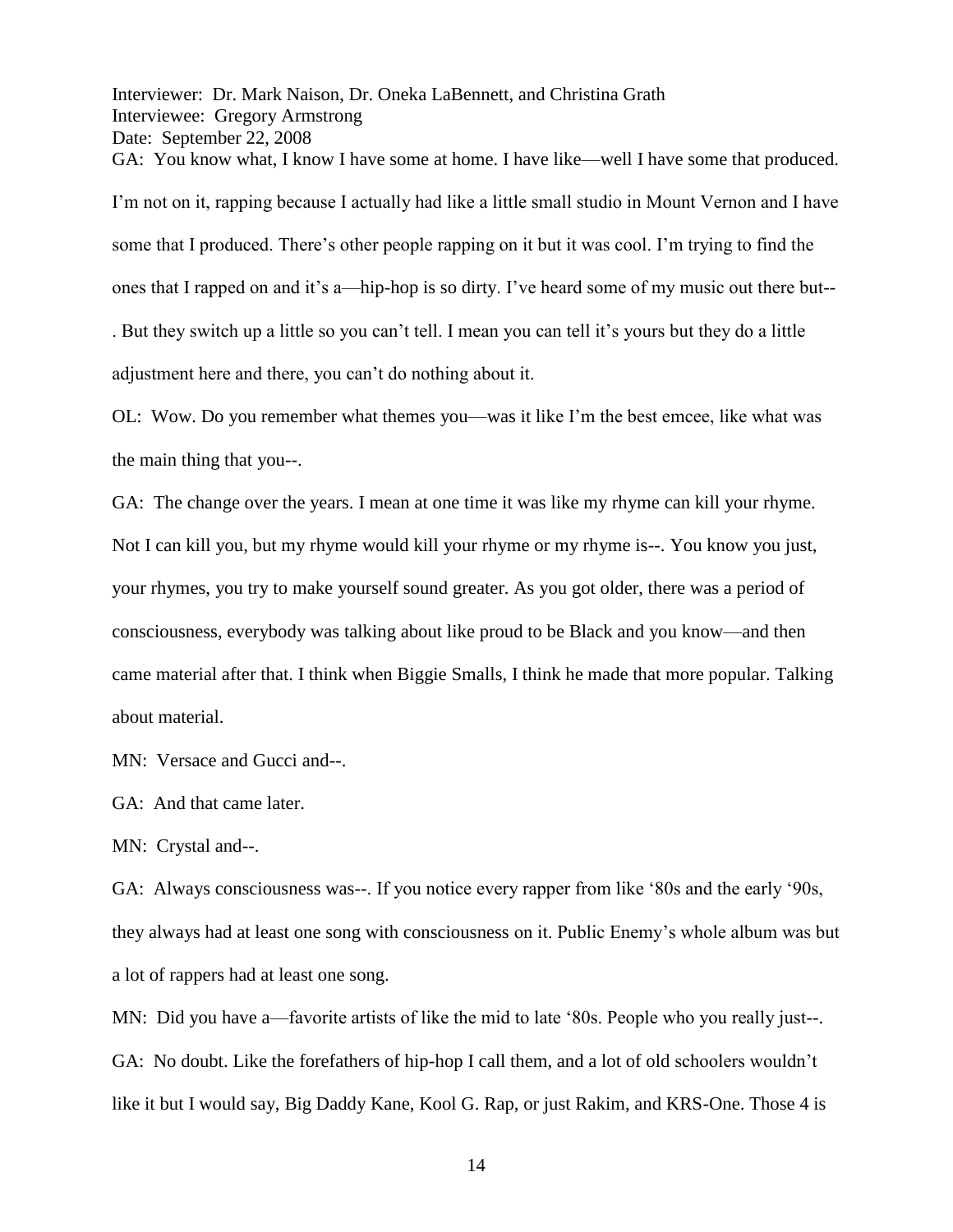GA: You know what, I know I have some at home. I have like—well I have some that produced. I'm not on it, rapping because I actually had like a little small studio in Mount Vernon and I have some that I produced. There's other people rapping on it but it was cool. I'm trying to find the ones that I rapped on and it's a—hip-hop is so dirty. I've heard some of my music out there but--. But they switch up a little so you can't tell. I mean you can tell it's yours but they do a little adjustment here and there, you can't do nothing about it.

OL: Wow. Do you remember what themes you—was it like I'm the best emcee, like what was the main thing that you--.

GA: The change over the years. I mean at one time it was like my rhyme can kill your rhyme. Not I can kill you, but my rhyme would kill your rhyme or my rhyme is--. You know you just, your rhymes, you try to make yourself sound greater. As you got older, there was a period of consciousness, everybody was talking about like proud to be Black and you know—and then came material after that. I think when Biggie Smalls, I think he made that more popular. Talking about material.

MN: Versace and Gucci and--.

GA: And that came later.

MN: Crystal and--.

GA: Always consciousness was--. If you notice every rapper from like '80s and the early '90s, they always had at least one song with consciousness on it. Public Enemy's whole album was but a lot of rappers had at least one song.

MN: Did you have a—favorite artists of like the mid to late '80s. People who you really just--.

GA: No doubt. Like the forefathers of hip-hop I call them, and a lot of old schoolers wouldn't like it but I would say, Big Daddy Kane, Kool G. Rap, or just Rakim, and KRS-One. Those 4 is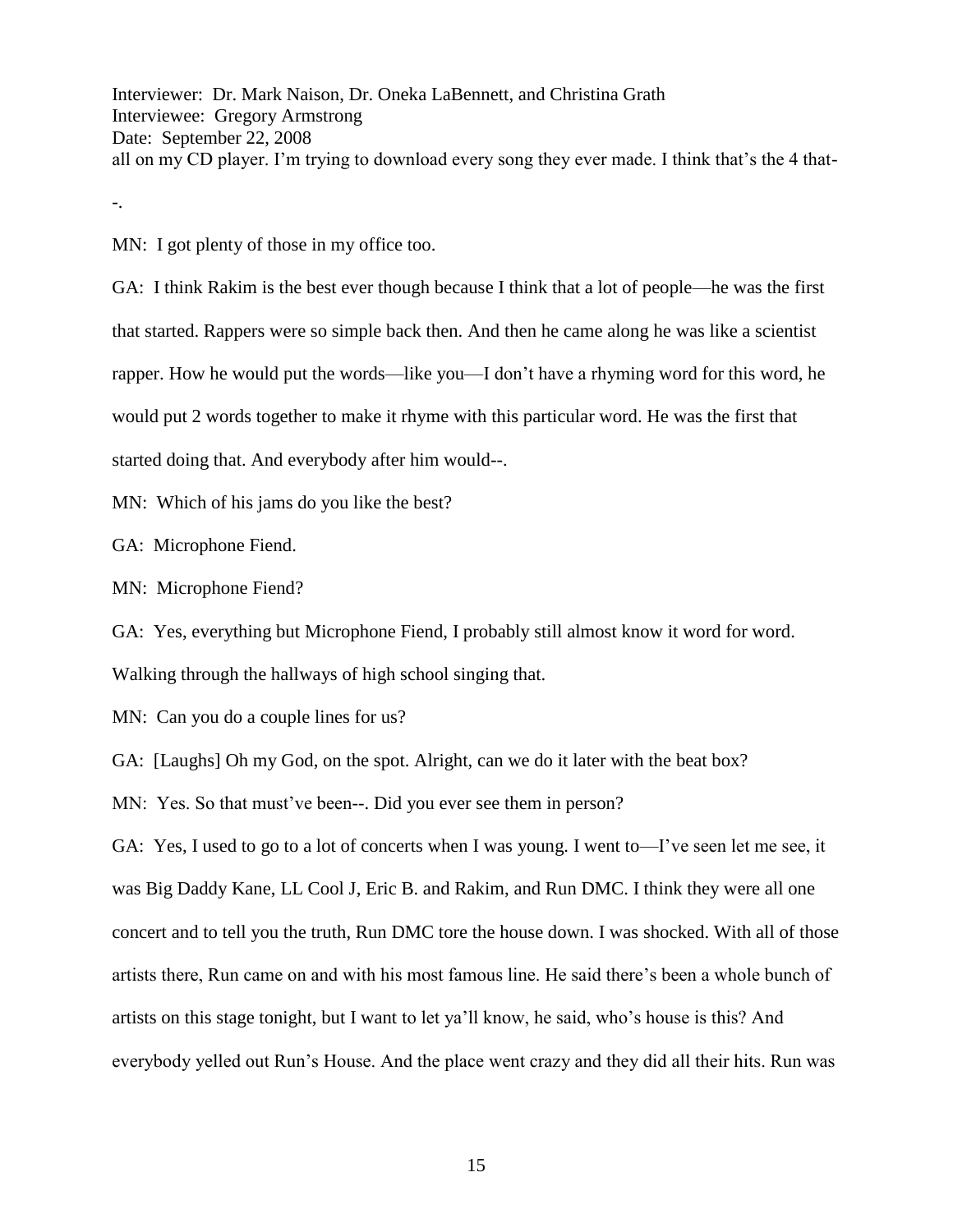all on my CD player. I'm trying to download every song they ever made. I think that's the 4 that--.

MN: I got plenty of those in my office too.

GA: I think Rakim is the best ever though because I think that a lot of people—he was the first that started. Rappers were so simple back then. And then he came along he was like a scientist rapper. How he would put the words—like you—I don't have a rhyming word for this word, he would put 2 words together to make it rhyme with this particular word. He was the first that started doing that. And everybody after him would--.

MN: Which of his jams do you like the best?

GA: Microphone Fiend.

MN: Microphone Fiend?

GA: Yes, everything but Microphone Fiend, I probably still almost know it word for word. Walking through the hallways of high school singing that.

MN: Can you do a couple lines for us?

GA: [Laughs] Oh my God, on the spot. Alright, can we do it later with the beat box?

MN: Yes. So that must've been--. Did you ever see them in person?

GA: Yes, I used to go to a lot of concerts when I was young. I went to—I've seen let me see, it was Big Daddy Kane, LL Cool J, Eric B. and Rakim, and Run DMC. I think they were all one concert and to tell you the truth, Run DMC tore the house down. I was shocked. With all of those artists there, Run came on and with his most famous line. He said there's been a whole bunch of artists on this stage tonight, but I want to let ya'll know, he said, who's house is this? And everybody yelled out Run's House. And the place went crazy and they did all their hits. Run was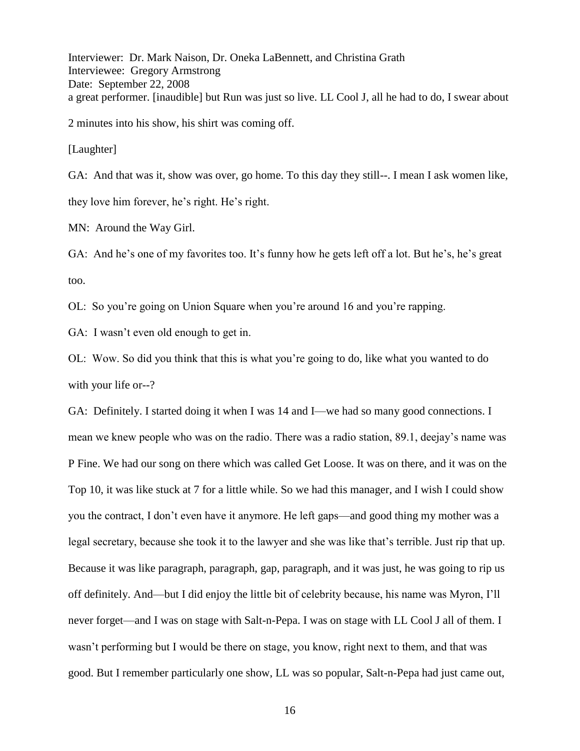a great performer. [inaudible] but Run was just so live. LL Cool J, all he had to do, I swear about 2 minutes into his show, his shirt was coming off.

[Laughter]

GA: And that was it, show was over, go home. To this day they still--. I mean I ask women like, they love him forever, he's right. He's right.

MN: Around the Way Girl.

GA: And he's one of my favorites too. It's funny how he gets left off a lot. But he's, he's great too.

OL: So you're going on Union Square when you're around 16 and you're rapping.

GA: I wasn't even old enough to get in.

OL: Wow. So did you think that this is what you're going to do, like what you wanted to do with your life or--?

GA: Definitely. I started doing it when I was 14 and I—we had so many good connections. I mean we knew people who was on the radio. There was a radio station, 89.1, deejay's name was P Fine. We had our song on there which was called Get Loose. It was on there, and it was on the Top 10, it was like stuck at 7 for a little while. So we had this manager, and I wish I could show you the contract, I don't even have it anymore. He left gaps—and good thing my mother was a legal secretary, because she took it to the lawyer and she was like that's terrible. Just rip that up. Because it was like paragraph, paragraph, gap, paragraph, and it was just, he was going to rip us off definitely. And—but I did enjoy the little bit of celebrity because, his name was Myron, I'll never forget—and I was on stage with Salt-n-Pepa. I was on stage with LL Cool J all of them. I wasn't performing but I would be there on stage, you know, right next to them, and that was good. But I remember particularly one show, LL was so popular, Salt-n-Pepa had just came out,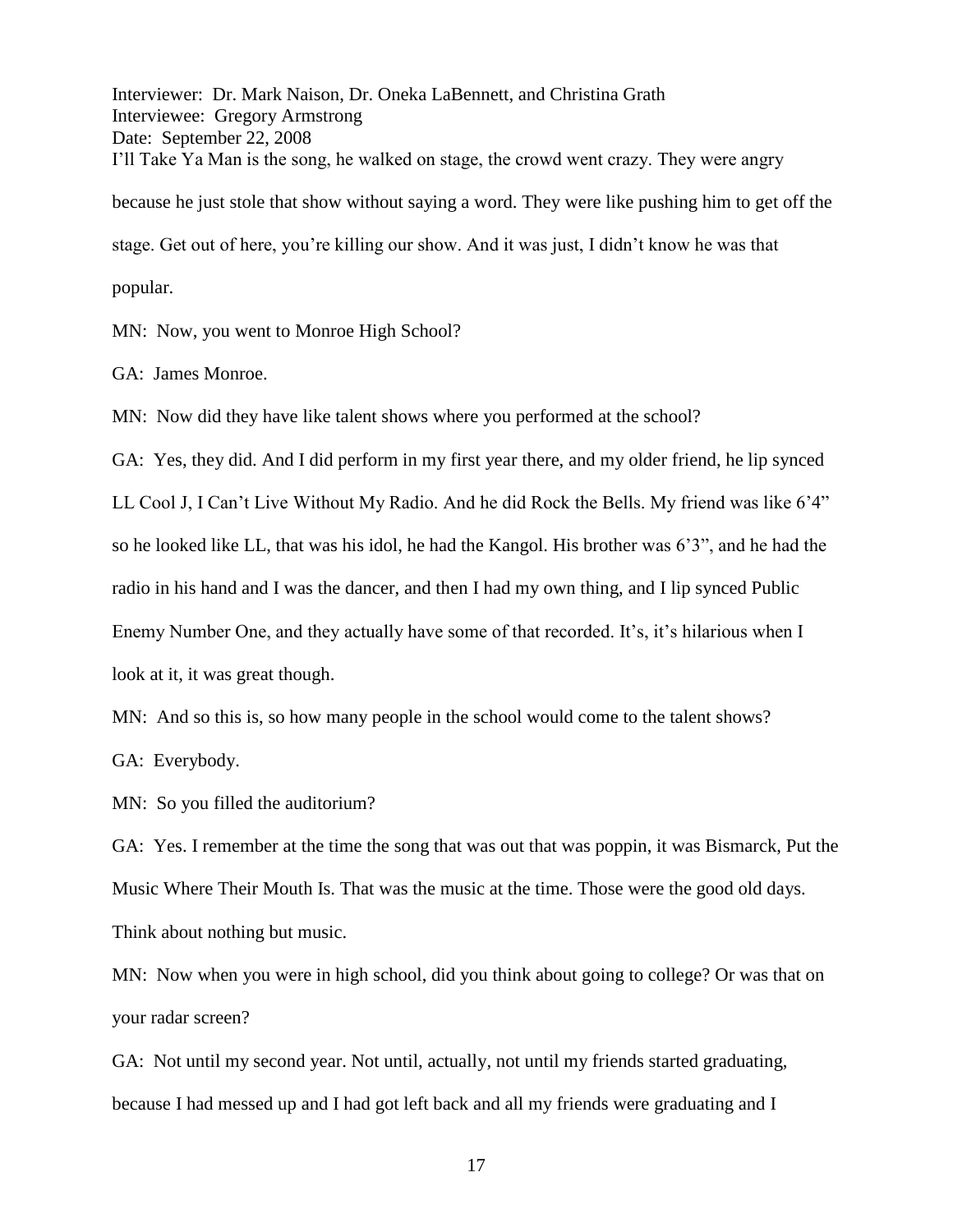I'll Take Ya Man is the song, he walked on stage, the crowd went crazy. They were angry because he just stole that show without saying a word. They were like pushing him to get off the stage. Get out of here, you're killing our show. And it was just, I didn't know he was that popular.

MN: Now, you went to Monroe High School?

GA: James Monroe.

MN: Now did they have like talent shows where you performed at the school?

GA: Yes, they did. And I did perform in my first year there, and my older friend, he lip synced LL Cool J, I Can't Live Without My Radio. And he did Rock the Bells. My friend was like 6'4" so he looked like LL, that was his idol, he had the Kangol. His brother was 6'3", and he had the radio in his hand and I was the dancer, and then I had my own thing, and I lip synced Public Enemy Number One, and they actually have some of that recorded. It's, it's hilarious when I look at it, it was great though.

MN: And so this is, so how many people in the school would come to the talent shows?

GA: Everybody.

MN: So you filled the auditorium?

GA: Yes. I remember at the time the song that was out that was poppin, it was Bismarck, Put the Music Where Their Mouth Is. That was the music at the time. Those were the good old days. Think about nothing but music.

MN: Now when you were in high school, did you think about going to college? Or was that on your radar screen?

GA: Not until my second year. Not until, actually, not until my friends started graduating, because I had messed up and I had got left back and all my friends were graduating and I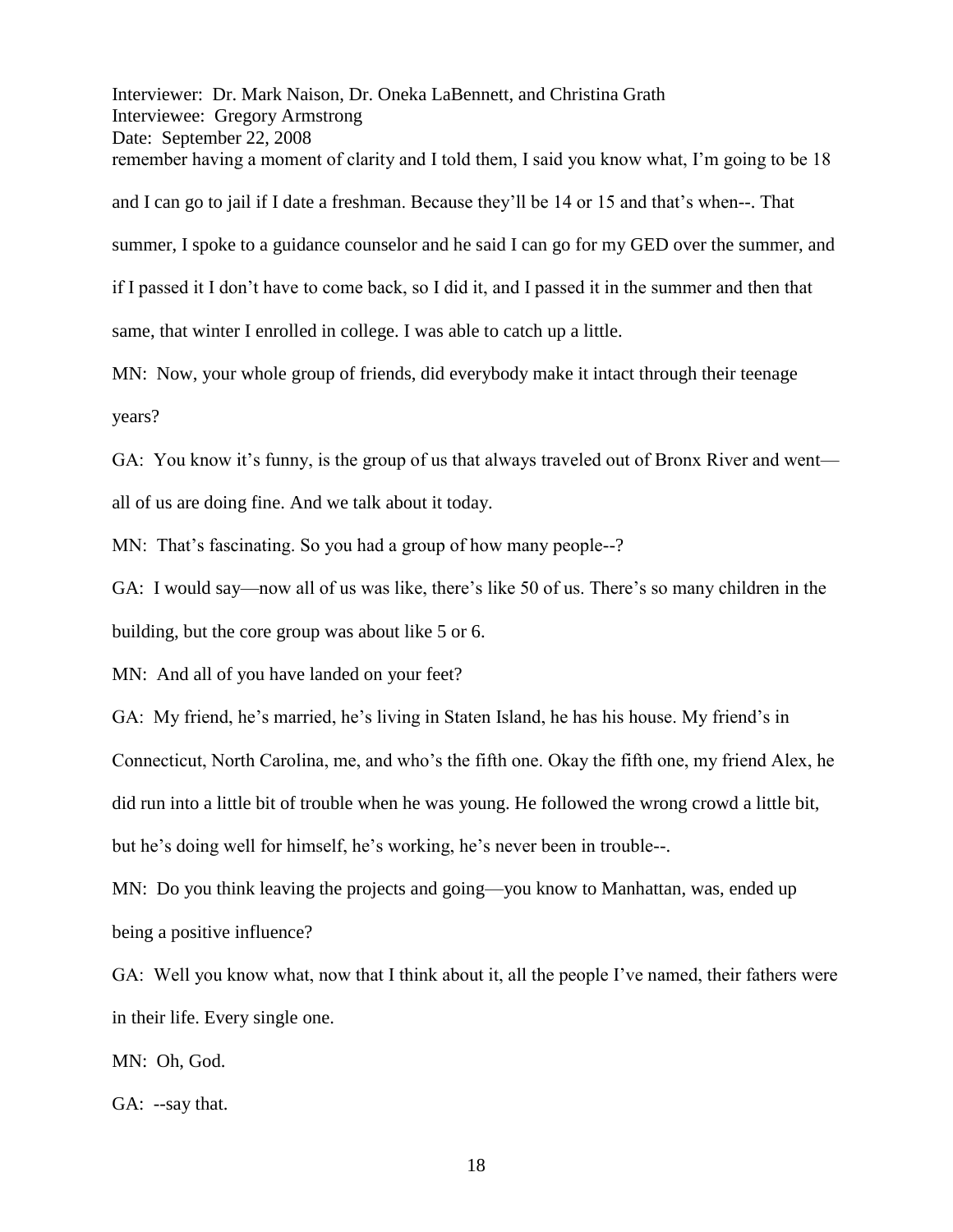remember having a moment of clarity and I told them, I said you know what, I'm going to be 18 and I can go to jail if I date a freshman. Because they'll be 14 or 15 and that's when--. That summer, I spoke to a guidance counselor and he said I can go for my GED over the summer, and if I passed it I don't have to come back, so I did it, and I passed it in the summer and then that same, that winter I enrolled in college. I was able to catch up a little.

MN: Now, your whole group of friends, did everybody make it intact through their teenage years?

GA: You know it's funny, is the group of us that always traveled out of Bronx River and went—all of us are doing fine. And we talk about it today.

MN: That's fascinating. So you had a group of how many people--?

GA: I would say—now all of us was like, there's like 50 of us. There's so many children in the building, but the core group was about like 5 or 6.

MN: And all of you have landed on your feet?

GA: My friend, he's married, he's living in Staten Island, he has his house. My friend's in Connecticut, North Carolina, me, and who's the fifth one. Okay the fifth one, my friend Alex, he did run into a little bit of trouble when he was young. He followed the wrong crowd a little bit, but he's doing well for himself, he's working, he's never been in trouble--.

MN: Do you think leaving the projects and going—you know to Manhattan, was, ended up being a positive influence?

GA: Well you know what, now that I think about it, all the people I've named, their fathers were in their life. Every single one.

MN: Oh, God.

GA: --say that.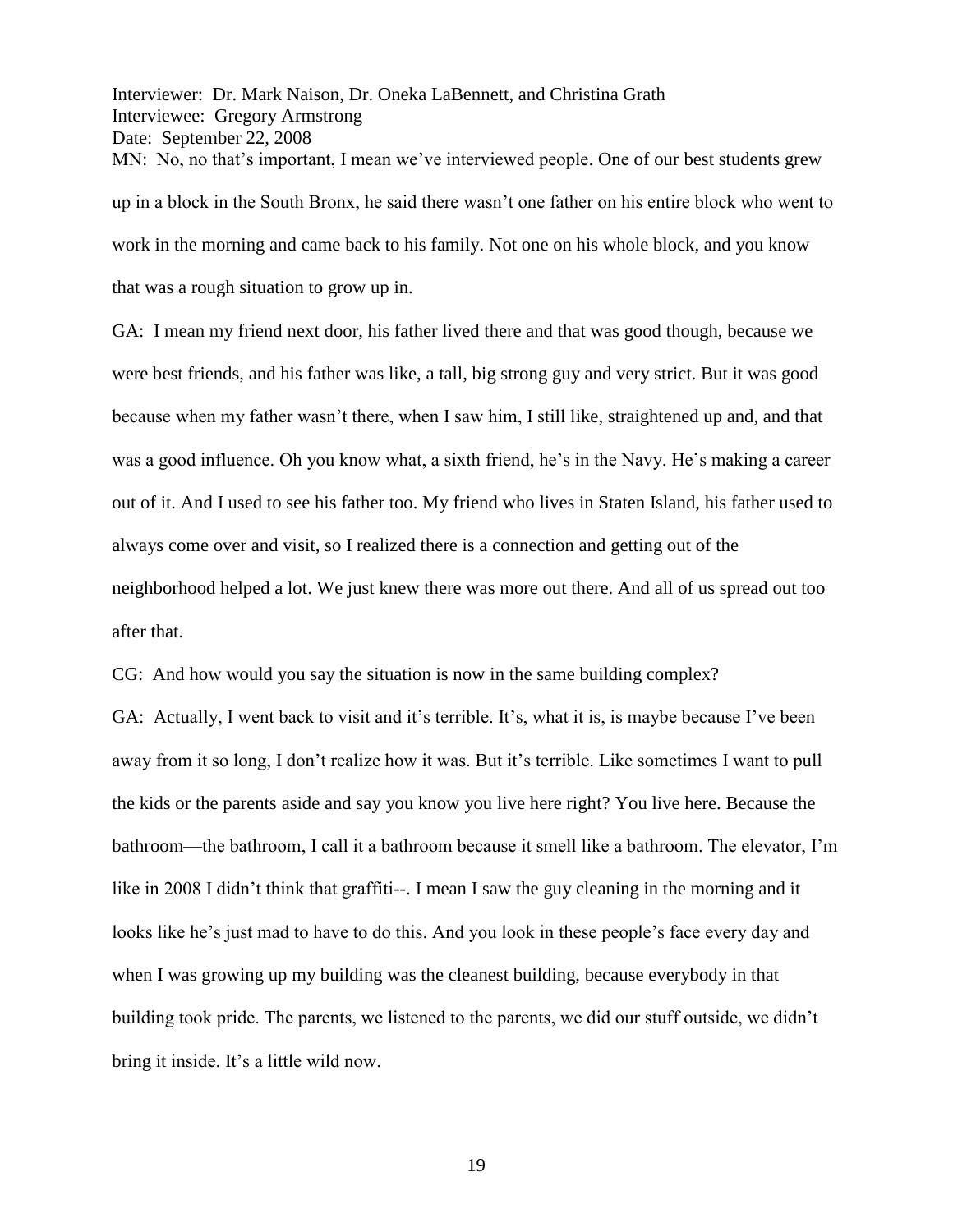Interviewer: Dr. Mark Naison, Dr. Oneka LaBennett, and Christina Grath
Interviewee: Gregory Armstrong
Date: September 22, 2008

MN: No, no that's important, I mean we've interviewed people. One of our best students grew up in a block in the South Bronx, he said there wasn't one father on his entire block who went to work in the morning and came back to his family. Not one on his whole block, and you know that was a rough situation to grow up in.

GA: I mean my friend next door, his father lived there and that was good though, because we were best friends, and his father was like, a tall, big strong guy and very strict. But it was good because when my father wasn't there, when I saw him, I still like, straightened up and, and that was a good influence. Oh you know what, a sixth friend, he's in the Navy. He's making a career out of it. And I used to see his father too. My friend who lives in Staten Island, his father used to always come over and visit, so I realized there is a connection and getting out of the neighborhood helped a lot. We just knew there was more out there. And all of us spread out too after that.

CG: And how would you say the situation is now in the same building complex?

GA: Actually, I went back to visit and it's terrible. It's, what it is, is maybe because I've been away from it so long, I don't realize how it was. But it's terrible. Like sometimes I want to pull the kids or the parents aside and say you know you live here right? You live here. Because the bathroom—the bathroom, I call it a bathroom because it smell like a bathroom. The elevator, I'm like in 2008 I didn't think that graffiti--. I mean I saw the guy cleaning in the morning and it looks like he's just mad to have to do this. And you look in these people's face every day and when I was growing up my building was the cleanest building, because everybody in that building took pride. The parents, we listened to the parents, we did our stuff outside, we didn't bring it inside. It's a little wild now.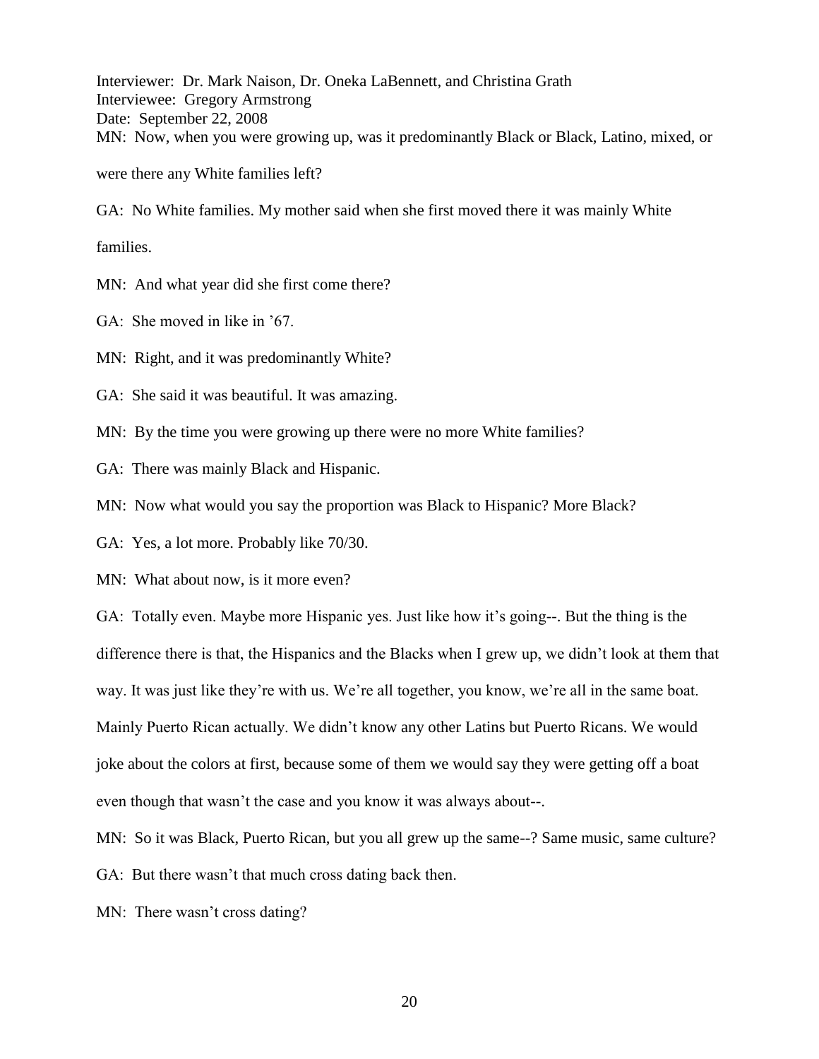Interviewer: Dr. Mark Naison, Dr. Oneka LaBennett, and Christina Grath
Interviewee: Gregory Armstrong
Date: September 22, 2008

MN: Now, when you were growing up, was it predominantly Black or Black, Latino, mixed, or were there any White families left?

GA: No White families. My mother said when she first moved there it was mainly White families.

MN: And what year did she first come there?

GA: She moved in like in '67.

MN: Right, and it was predominantly White?

GA: She said it was beautiful. It was amazing.

MN: By the time you were growing up there were no more White families?

GA: There was mainly Black and Hispanic.

MN: Now what would you say the proportion was Black to Hispanic? More Black?

GA: Yes, a lot more. Probably like 70/30.

MN: What about now, is it more even?

GA: Totally even. Maybe more Hispanic yes. Just like how it's going--. But the thing is the difference there is that, the Hispanics and the Blacks when I grew up, we didn't look at them that way. It was just like they're with us. We're all together, you know, we're all in the same boat. Mainly Puerto Rican actually. We didn't know any other Latins but Puerto Ricans. We would joke about the colors at first, because some of them we would say they were getting off a boat even though that wasn't the case and you know it was always about--.

MN: So it was Black, Puerto Rican, but you all grew up the same--? Same music, same culture?

GA: But there wasn't that much cross dating back then.

MN: There wasn't cross dating?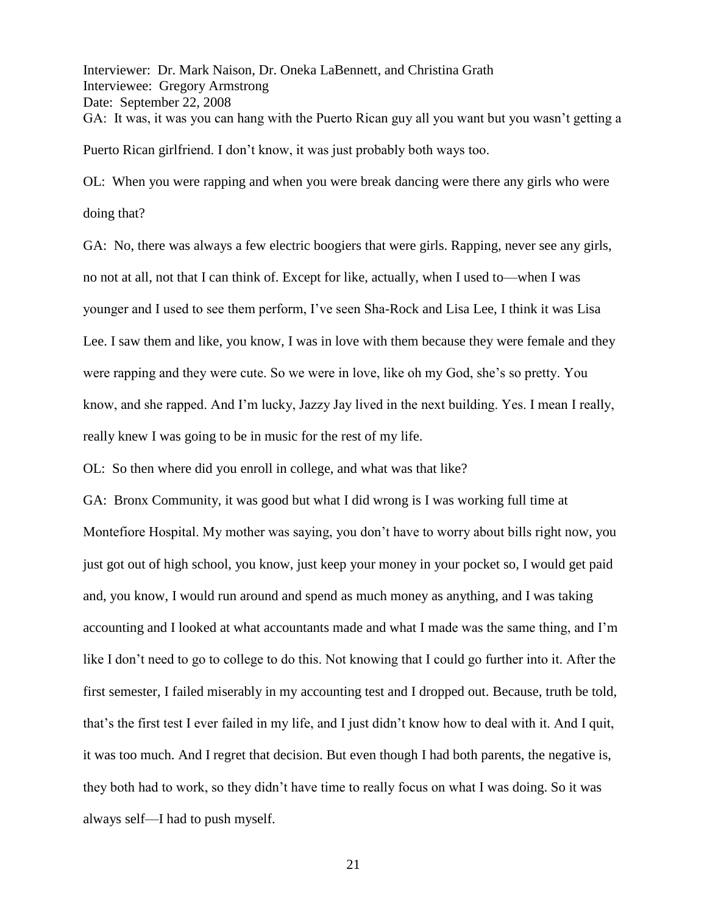Interviewer: Dr. Mark Naison, Dr. Oneka LaBennett, and Christina Grath
Interviewee: Gregory Armstrong
Date: September 22, 2008

GA: It was, it was you can hang with the Puerto Rican guy all you want but you wasn't getting a Puerto Rican girlfriend. I don't know, it was just probably both ways too.

OL: When you were rapping and when you were break dancing were there any girls who were doing that?

GA: No, there was always a few electric boogiers that were girls. Rapping, never see any girls, no not at all, not that I can think of. Except for like, actually, when I used to—when I was younger and I used to see them perform, I've seen Sha-Rock and Lisa Lee, I think it was Lisa Lee. I saw them and like, you know, I was in love with them because they were female and they were rapping and they were cute. So we were in love, like oh my God, she's so pretty. You know, and she rapped. And I'm lucky, Jazzy Jay lived in the next building. Yes. I mean I really, really knew I was going to be in music for the rest of my life.

OL: So then where did you enroll in college, and what was that like?

GA: Bronx Community, it was good but what I did wrong is I was working full time at Montefiore Hospital. My mother was saying, you don't have to worry about bills right now, you just got out of high school, you know, just keep your money in your pocket so, I would get paid and, you know, I would run around and spend as much money as anything, and I was taking accounting and I looked at what accountants made and what I made was the same thing, and I'm like I don't need to go to college to do this. Not knowing that I could go further into it. After the first semester, I failed miserably in my accounting test and I dropped out. Because, truth be told, that's the first test I ever failed in my life, and I just didn't know how to deal with it. And I quit, it was too much. And I regret that decision. But even though I had both parents, the negative is, they both had to work, so they didn't have time to really focus on what I was doing. So it was always self—I had to push myself.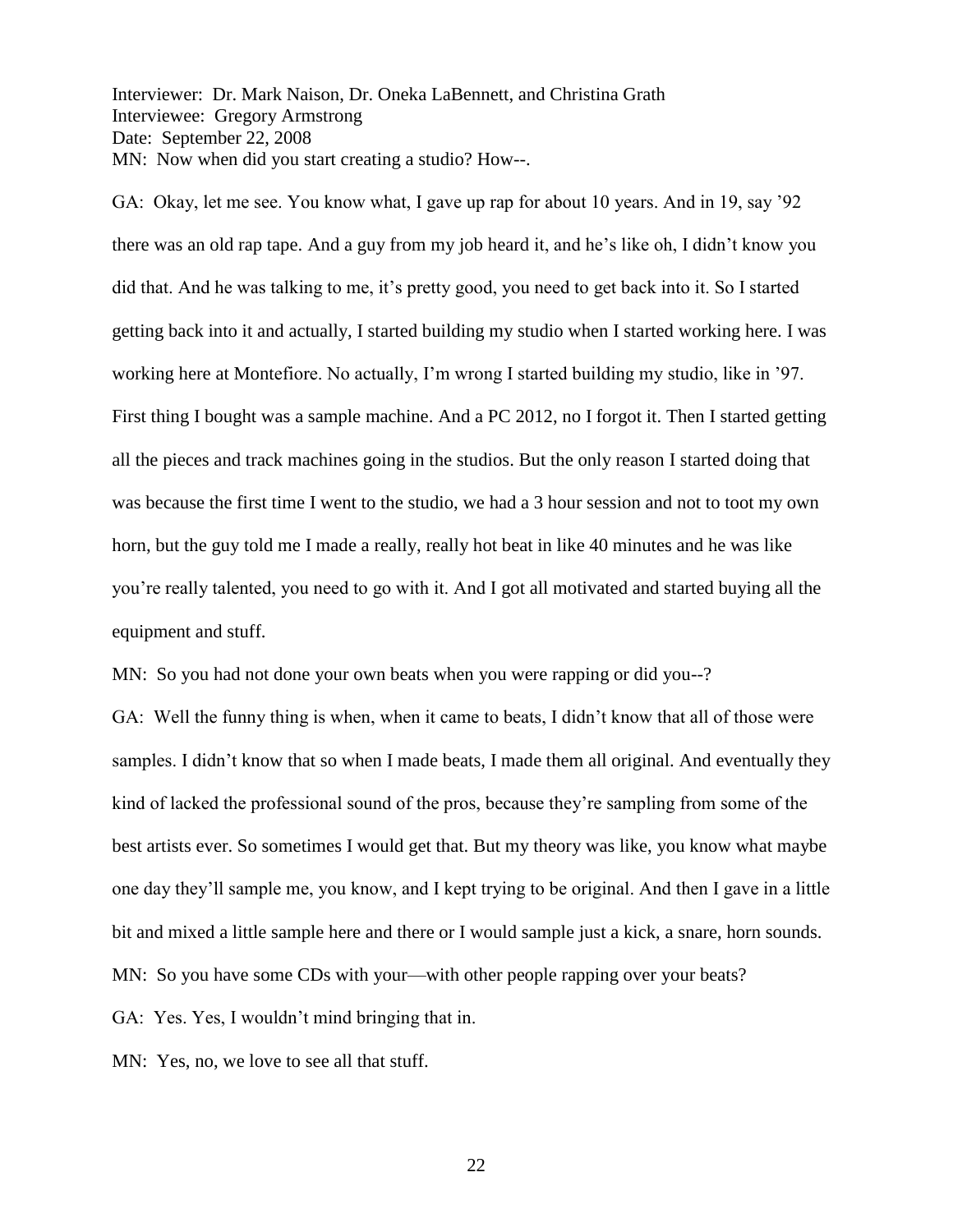Interviewer: Dr. Mark Naison, Dr. Oneka LaBennett, and Christina Grath
Interviewee: Gregory Armstrong
Date: September 22, 2008

MN: Now when did you start creating a studio? How--.

GA: Okay, let me see. You know what, I gave up rap for about 10 years. And in 19, say '92 there was an old rap tape. And a guy from my job heard it, and he's like oh, I didn't know you did that. And he was talking to me, it's pretty good, you need to get back into it. So I started getting back into it and actually, I started building my studio when I started working here. I was working here at Montefiore. No actually, I'm wrong I started building my studio, like in '97. First thing I bought was a sample machine. And a PC 2012, no I forgot it. Then I started getting all the pieces and track machines going in the studios. But the only reason I started doing that was because the first time I went to the studio, we had a 3 hour session and not to toot my own horn, but the guy told me I made a really, really hot beat in like 40 minutes and he was like you're really talented, you need to go with it. And I got all motivated and started buying all the equipment and stuff.

MN: So you had not done your own beats when you were rapping or did you--?

GA: Well the funny thing is when, when it came to beats, I didn't know that all of those were samples. I didn't know that so when I made beats, I made them all original. And eventually they kind of lacked the professional sound of the pros, because they're sampling from some of the best artists ever. So sometimes I would get that. But my theory was like, you know what maybe one day they'll sample me, you know, and I kept trying to be original. And then I gave in a little bit and mixed a little sample here and there or I would sample just a kick, a snare, horn sounds.

MN: So you have some CDs with your—with other people rapping over your beats?

GA: Yes. Yes, I wouldn't mind bringing that in.

MN: Yes, no, we love to see all that stuff.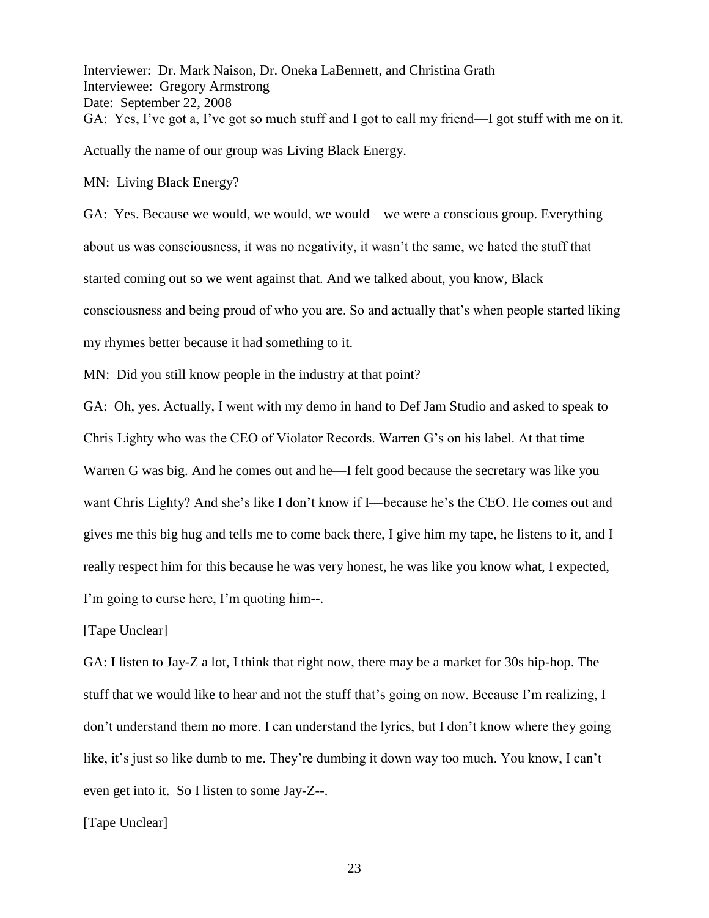Interviewer: Dr. Mark Naison, Dr. Oneka LaBennett, and Christina Grath
Interviewee: Gregory Armstrong
Date: September 22, 2008

GA: Yes, I've got a, I've got so much stuff and I got to call my friend—I got stuff with me on it. Actually the name of our group was Living Black Energy.

MN: Living Black Energy?

GA: Yes. Because we would, we would, we would—we were a conscious group. Everything about us was consciousness, it was no negativity, it wasn't the same, we hated the stuff that started coming out so we went against that. And we talked about, you know, Black consciousness and being proud of who you are. So and actually that's when people started liking my rhymes better because it had something to it.

MN: Did you still know people in the industry at that point?

GA: Oh, yes. Actually, I went with my demo in hand to Def Jam Studio and asked to speak to Chris Lighty who was the CEO of Violator Records. Warren G's on his label. At that time Warren G was big. And he comes out and he—I felt good because the secretary was like you want Chris Lighty? And she's like I don't know if I—because he's the CEO. He comes out and gives me this big hug and tells me to come back there, I give him my tape, he listens to it, and I really respect him for this because he was very honest, he was like you know what, I expected, I'm going to curse here, I'm quoting him--.

[Tape Unclear]

GA: I listen to Jay-Z a lot, I think that right now, there may be a market for 30s hip-hop. The stuff that we would like to hear and not the stuff that's going on now. Because I'm realizing, I don't understand them no more. I can understand the lyrics, but I don't know where they going like, it's just so like dumb to me. They're dumbing it down way too much. You know, I can't even get into it. So I listen to some Jay-Z--.

[Tape Unclear]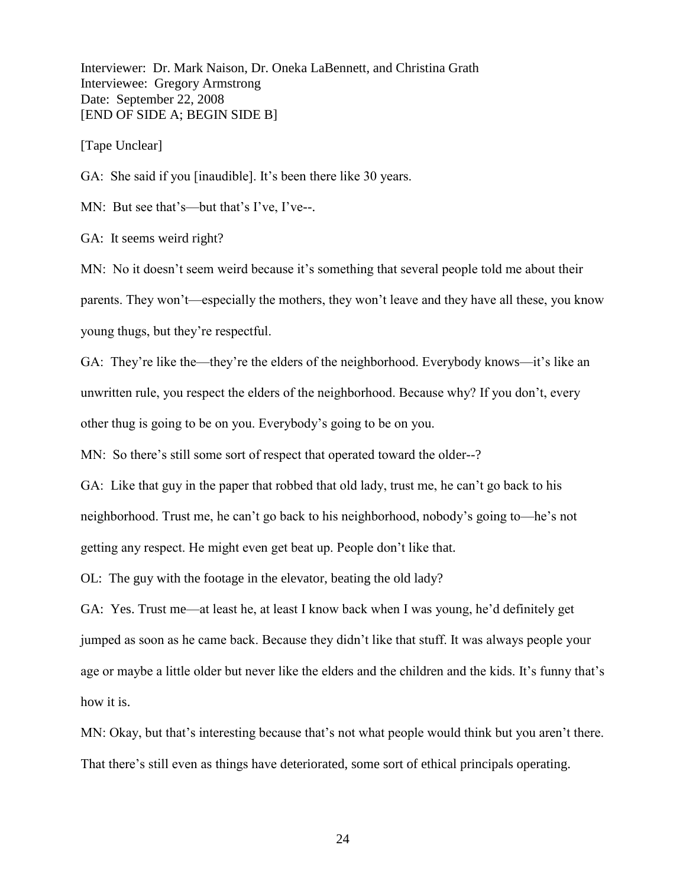Interviewer: Dr. Mark Naison, Dr. Oneka LaBennett, and Christina Grath
Interviewee: Gregory Armstrong
Date: September 22, 2008
[END OF SIDE A; BEGIN SIDE B]

[Tape Unclear]

GA: She said if you [inaudible]. It's been there like 30 years.

MN: But see that's—but that's I've, I've--.

GA: It seems weird right?

MN: No it doesn't seem weird because it's something that several people told me about their parents. They won't—especially the mothers, they won't leave and they have all these, you know young thugs, but they're respectful.

GA: They're like the—they're the elders of the neighborhood. Everybody knows—it's like an unwritten rule, you respect the elders of the neighborhood. Because why? If you don't, every other thug is going to be on you. Everybody's going to be on you.

MN: So there's still some sort of respect that operated toward the older--?

GA: Like that guy in the paper that robbed that old lady, trust me, he can't go back to his neighborhood. Trust me, he can't go back to his neighborhood, nobody's going to—he's not getting any respect. He might even get beat up. People don't like that.

OL: The guy with the footage in the elevator, beating the old lady?

GA: Yes. Trust me—at least he, at least I know back when I was young, he'd definitely get jumped as soon as he came back. Because they didn't like that stuff. It was always people your age or maybe a little older but never like the elders and the children and the kids. It's funny that's how it is.

MN: Okay, but that's interesting because that's not what people would think but you aren't there. That there's still even as things have deteriorated, some sort of ethical principals operating.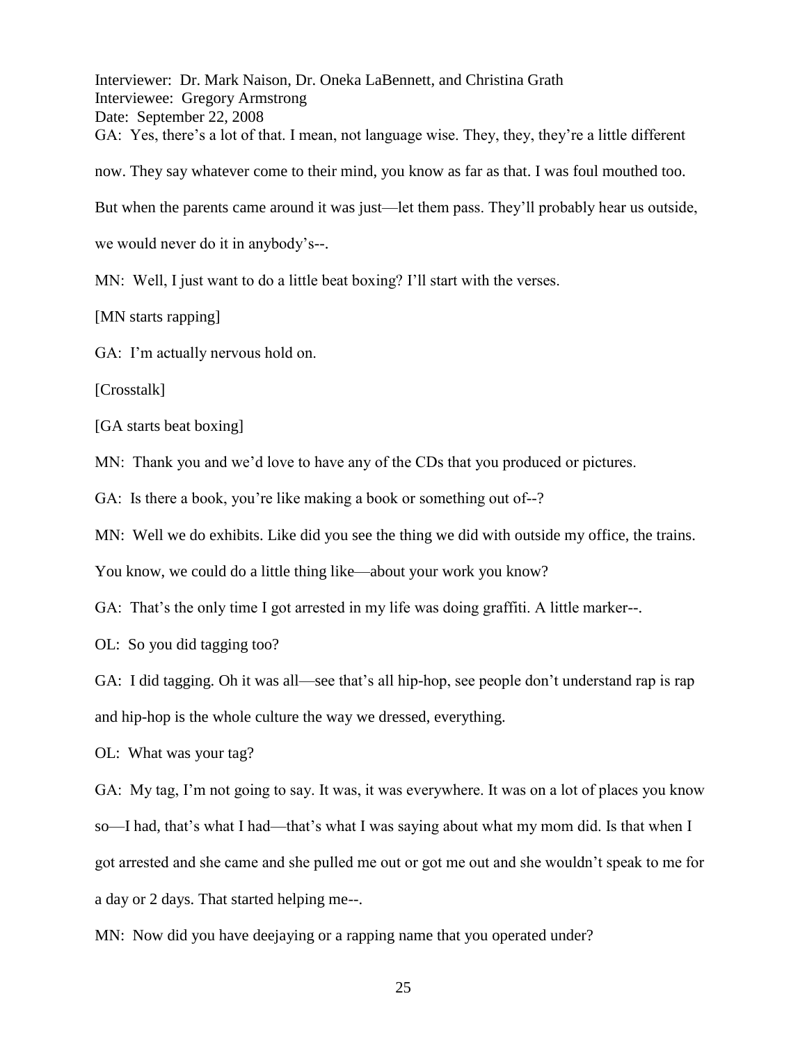GA: Yes, there's a lot of that. I mean, not language wise. They, they, they're a little different now. They say whatever come to their mind, you know as far as that. I was foul mouthed too. But when the parents came around it was just—let them pass. They'll probably hear us outside, we would never do it in anybody's--.

MN: Well, I just want to do a little beat boxing? I'll start with the verses.

[MN starts rapping]

GA: I'm actually nervous hold on.

[Crosstalk]

[GA starts beat boxing]

MN: Thank you and we'd love to have any of the CDs that you produced or pictures.

GA: Is there a book, you're like making a book or something out of--?

MN: Well we do exhibits. Like did you see the thing we did with outside my office, the trains. You know, we could do a little thing like—about your work you know?

GA: That's the only time I got arrested in my life was doing graffiti. A little marker--.

OL: So you did tagging too?

GA: I did tagging. Oh it was all—see that's all hip-hop, see people don't understand rap is rap and hip-hop is the whole culture the way we dressed, everything.

OL: What was your tag?

GA: My tag, I'm not going to say. It was, it was everywhere. It was on a lot of places you know so—I had, that's what I had—that's what I was saying about what my mom did. Is that when I got arrested and she came and she pulled me out or got me out and she wouldn't speak to me for a day or 2 days. That started helping me--.

MN: Now did you have deejaying or a rapping name that you operated under?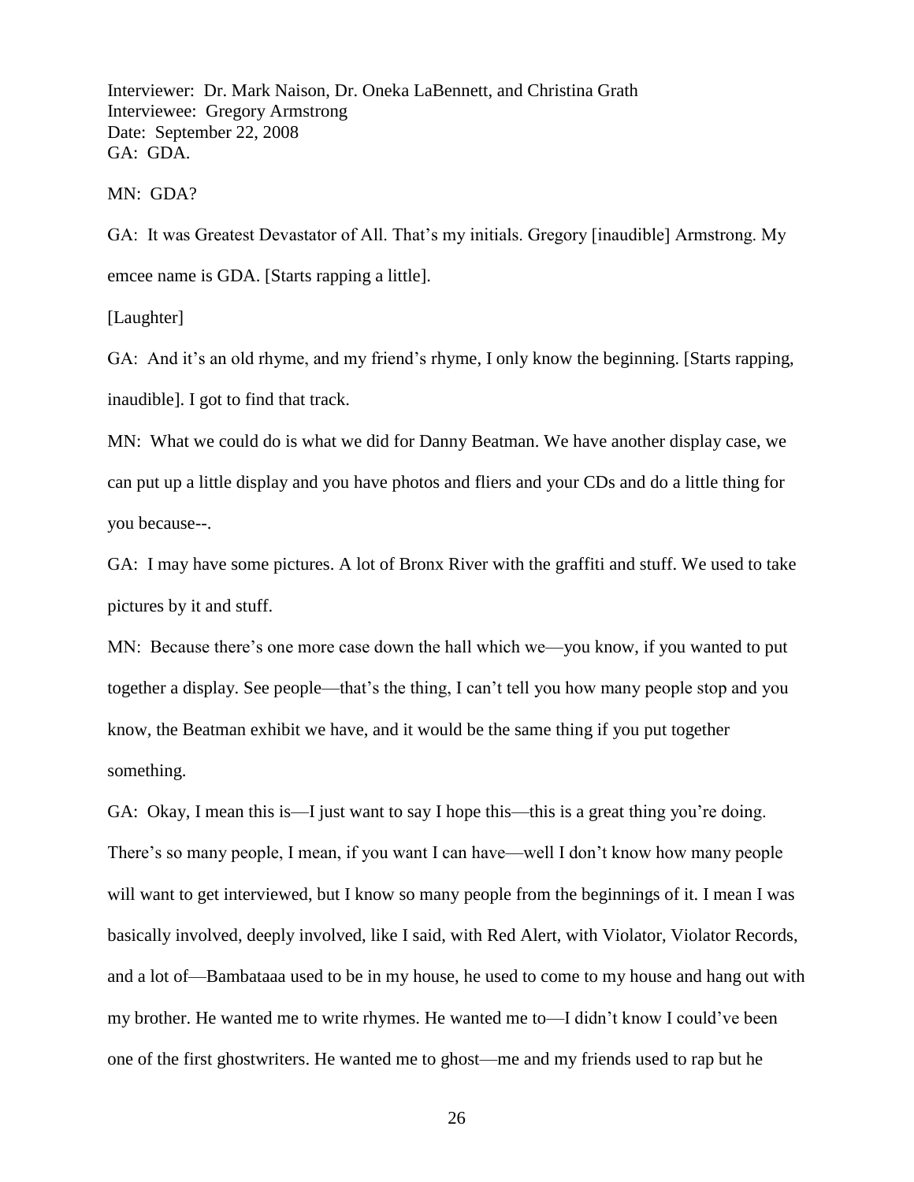Interviewer: Dr. Mark Naison, Dr. Oneka LaBennett, and Christina Grath
Interviewee: Gregory Armstrong
Date: September 22, 2008
GA: GDA.

MN: GDA?

GA: It was Greatest Devastator of All. That's my initials. Gregory [inaudible] Armstrong. My emcee name is GDA. [Starts rapping a little].

[Laughter]

GA: And it's an old rhyme, and my friend's rhyme, I only know the beginning. [Starts rapping, inaudible]. I got to find that track.

MN: What we could do is what we did for Danny Beatman. We have another display case, we can put up a little display and you have photos and fliers and your CDs and do a little thing for you because--.

GA: I may have some pictures. A lot of Bronx River with the graffiti and stuff. We used to take pictures by it and stuff.

MN: Because there's one more case down the hall which we—you know, if you wanted to put together a display. See people—that's the thing, I can't tell you how many people stop and you know, the Beatman exhibit we have, and it would be the same thing if you put together something.

GA: Okay, I mean this is—I just want to say I hope this—this is a great thing you're doing. There's so many people, I mean, if you want I can have—well I don't know how many people will want to get interviewed, but I know so many people from the beginnings of it. I mean I was basically involved, deeply involved, like I said, with Red Alert, with Violator, Violator Records, and a lot of—Bambataaa used to be in my house, he used to come to my house and hang out with my brother. He wanted me to write rhymes. He wanted me to—I didn't know I could've been one of the first ghostwriters. He wanted me to ghost—me and my friends used to rap but he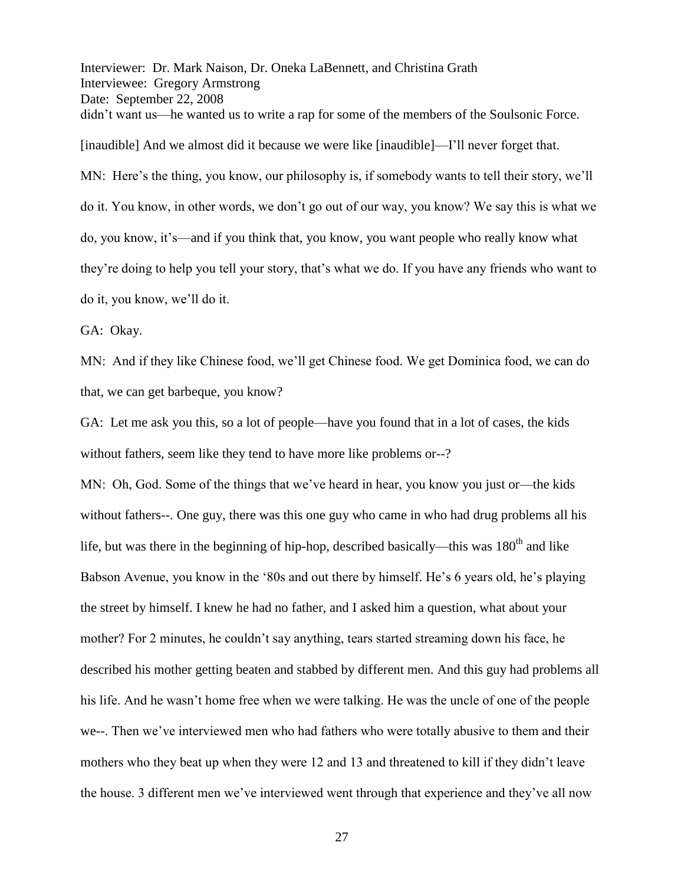didn't want us—he wanted us to write a rap for some of the members of the Soulsonic Force. [inaudible] And we almost did it because we were like [inaudible]—I'll never forget that.

MN: Here's the thing, you know, our philosophy is, if somebody wants to tell their story, we'll do it. You know, in other words, we don't go out of our way, you know? We say this is what we do, you know, it's—and if you think that, you know, you want people who really know what they're doing to help you tell your story, that's what we do. If you have any friends who want to do it, you know, we'll do it.

GA: Okay.

MN: And if they like Chinese food, we'll get Chinese food. We get Dominica food, we can do that, we can get barbeque, you know?

GA: Let me ask you this, so a lot of people—have you found that in a lot of cases, the kids without fathers, seem like they tend to have more like problems or--?

MN: Oh, God. Some of the things that we've heard in hear, you know you just or—the kids without fathers--. One guy, there was this one guy who came in who had drug problems all his life, but was there in the beginning of hip-hop, described basically—this was 180th and like Babson Avenue, you know in the '80s and out there by himself. He's 6 years old, he's playing the street by himself. I knew he had no father, and I asked him a question, what about your mother? For 2 minutes, he couldn't say anything, tears started streaming down his face, he described his mother getting beaten and stabbed by different men. And this guy had problems all his life. And he wasn't home free when we were talking. He was the uncle of one of the people we--. Then we've interviewed men who had fathers who were totally abusive to them and their mothers who they beat up when they were 12 and 13 and threatened to kill if they didn't leave the house. 3 different men we've interviewed went through that experience and they've all now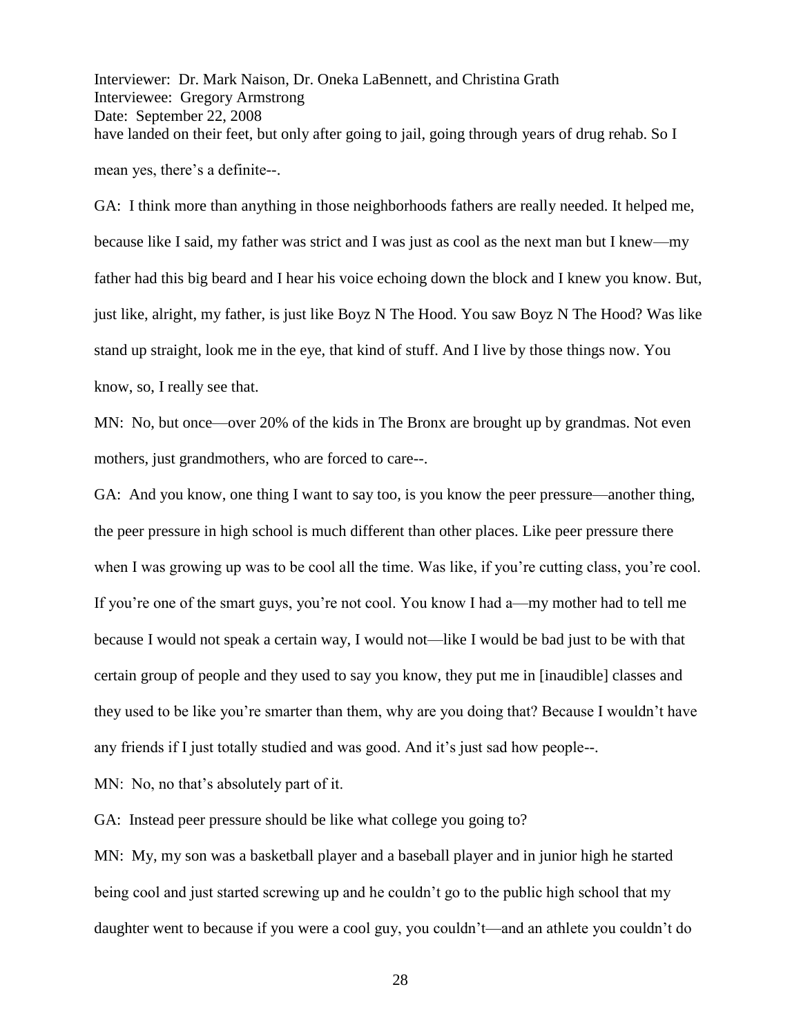have landed on their feet, but only after going to jail, going through years of drug rehab. So I mean yes, there's a definite--.

GA: I think more than anything in those neighborhoods fathers are really needed. It helped me, because like I said, my father was strict and I was just as cool as the next man but I knew—my father had this big beard and I hear his voice echoing down the block and I knew you know. But, just like, alright, my father, is just like Boyz N The Hood. You saw Boyz N The Hood? Was like stand up straight, look me in the eye, that kind of stuff. And I live by those things now. You know, so, I really see that.

MN: No, but once—over 20% of the kids in The Bronx are brought up by grandmas. Not even mothers, just grandmothers, who are forced to care--.

GA: And you know, one thing I want to say too, is you know the peer pressure—another thing, the peer pressure in high school is much different than other places. Like peer pressure there when I was growing up was to be cool all the time. Was like, if you're cutting class, you're cool. If you're one of the smart guys, you're not cool. You know I had a—my mother had to tell me because I would not speak a certain way, I would not—like I would be bad just to be with that certain group of people and they used to say you know, they put me in [inaudible] classes and they used to be like you're smarter than them, why are you doing that? Because I wouldn't have any friends if I just totally studied and was good. And it's just sad how people--.

MN: No, no that's absolutely part of it.

GA: Instead peer pressure should be like what college you going to?

MN: My, my son was a basketball player and a baseball player and in junior high he started being cool and just started screwing up and he couldn't go to the public high school that my daughter went to because if you were a cool guy, you couldn't—and an athlete you couldn't do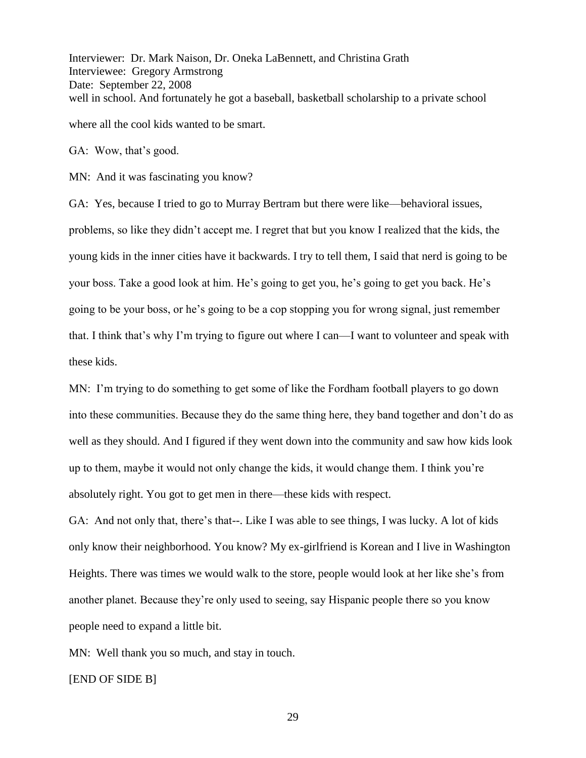well in school. And fortunately he got a baseball, basketball scholarship to a private school where all the cool kids wanted to be smart.

GA: Wow, that's good.

MN: And it was fascinating you know?

GA: Yes, because I tried to go to Murray Bertram but there were like—behavioral issues, problems, so like they didn't accept me. I regret that but you know I realized that the kids, the young kids in the inner cities have it backwards. I try to tell them, I said that nerd is going to be your boss. Take a good look at him. He's going to get you, he's going to get you back. He's going to be your boss, or he's going to be a cop stopping you for wrong signal, just remember that. I think that's why I'm trying to figure out where I can—I want to volunteer and speak with these kids.

MN: I'm trying to do something to get some of like the Fordham football players to go down into these communities. Because they do the same thing here, they band together and don't do as well as they should. And I figured if they went down into the community and saw how kids look up to them, maybe it would not only change the kids, it would change them. I think you're absolutely right. You got to get men in there—these kids with respect.

GA: And not only that, there's that--. Like I was able to see things, I was lucky. A lot of kids only know their neighborhood. You know? My ex-girlfriend is Korean and I live in Washington Heights. There was times we would walk to the store, people would look at her like she's from another planet. Because they're only used to seeing, say Hispanic people there so you know people need to expand a little bit.

MN: Well thank you so much, and stay in touch.

[END OF SIDE B]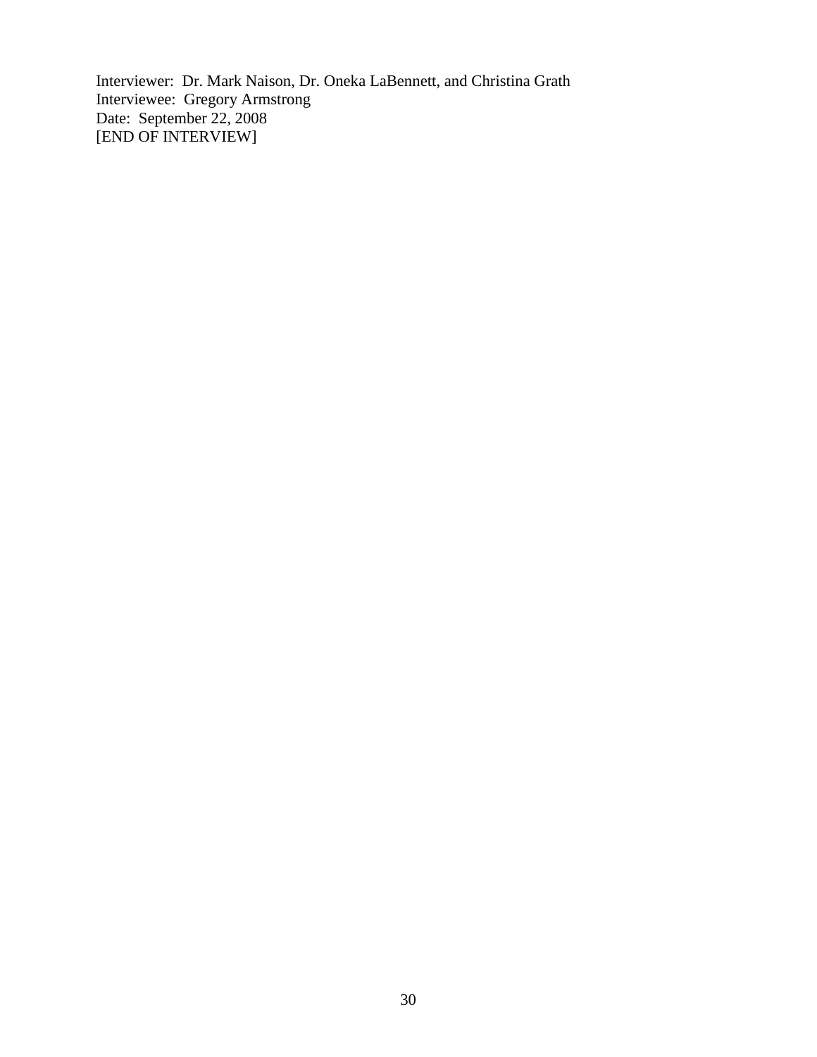Interviewer: Dr. Mark Naison, Dr. Oneka LaBennett, and Christina Grath
Interviewee: Gregory Armstrong
Date: September 22, 2008
[END OF INTERVIEW]